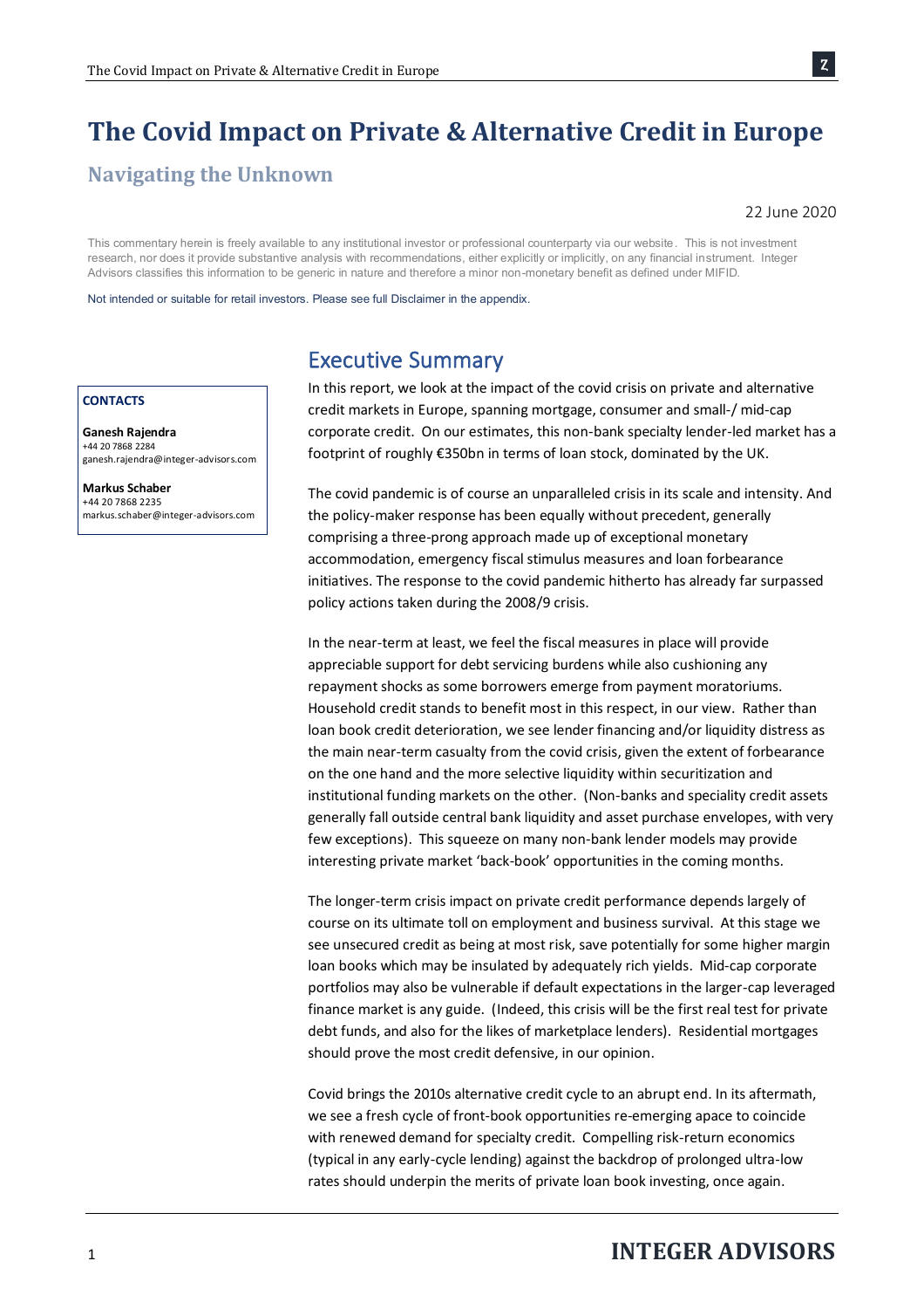# The Covid Impact on Private & Alternative Credit in Europe

## Navigating the Unknown

22 June 2020

This commentary herein is freely available to any institutional investor or professional counterparty via our website. This is not investment research, nor does it provide substantive analysis with recommendations, either explicitly or implicitly, on any financial instrument. Integer Advisors classifies this information to be generic in nature and therefore a minor non-monetary benefit as defined under MIFID.

Not intended or suitable for retail investors. Please see full Disclaimer in the appendix.

**CONTACTS**

**Ganesh Rajendra**
+44 20 7868 2284
ganesh.rajendra@integer-advisors.com

**Markus Schaber**
+44 20 7868 2235
markus.schaber@integer-advisors.com

## Executive Summary

In this report, we look at the impact of the covid crisis on private and alternative credit markets in Europe, spanning mortgage, consumer and small-/ mid-cap corporate credit. On our estimates, this non-bank specialty lender-led market has a footprint of roughly €350bn in terms of loan stock, dominated by the UK.

The covid pandemic is of course an unparalleled crisis in its scale and intensity. And the policy-maker response has been equally without precedent, generally comprising a three-prong approach made up of exceptional monetary accommodation, emergency fiscal stimulus measures and loan forbearance initiatives. The response to the covid pandemic hitherto has already far surpassed policy actions taken during the 2008/9 crisis.

In the near-term at least, we feel the fiscal measures in place will provide appreciable support for debt servicing burdens while also cushioning any repayment shocks as some borrowers emerge from payment moratoriums. Household credit stands to benefit most in this respect, in our view. Rather than loan book credit deterioration, we see lender financing and/or liquidity distress as the main near-term casualty from the covid crisis, given the extent of forbearance on the one hand and the more selective liquidity within securitization and institutional funding markets on the other. (Non-banks and speciality credit assets generally fall outside central bank liquidity and asset purchase envelopes, with very few exceptions). This squeeze on many non-bank lender models may provide interesting private market 'back-book' opportunities in the coming months.

The longer-term crisis impact on private credit performance depends largely of course on its ultimate toll on employment and business survival. At this stage we see unsecured credit as being at most risk, save potentially for some higher margin loan books which may be insulated by adequately rich yields. Mid-cap corporate portfolios may also be vulnerable if default expectations in the larger-cap leveraged finance market is any guide. (Indeed, this crisis will be the first real test for private debt funds, and also for the likes of marketplace lenders). Residential mortgages should prove the most credit defensive, in our opinion.

Covid brings the 2010s alternative credit cycle to an abrupt end. In its aftermath, we see a fresh cycle of front-book opportunities re-emerging apace to coincide with renewed demand for specialty credit. Compelling risk-return economics (typical in any early-cycle lending) against the backdrop of prolonged ultra-low rates should underpin the merits of private loan book investing, once again.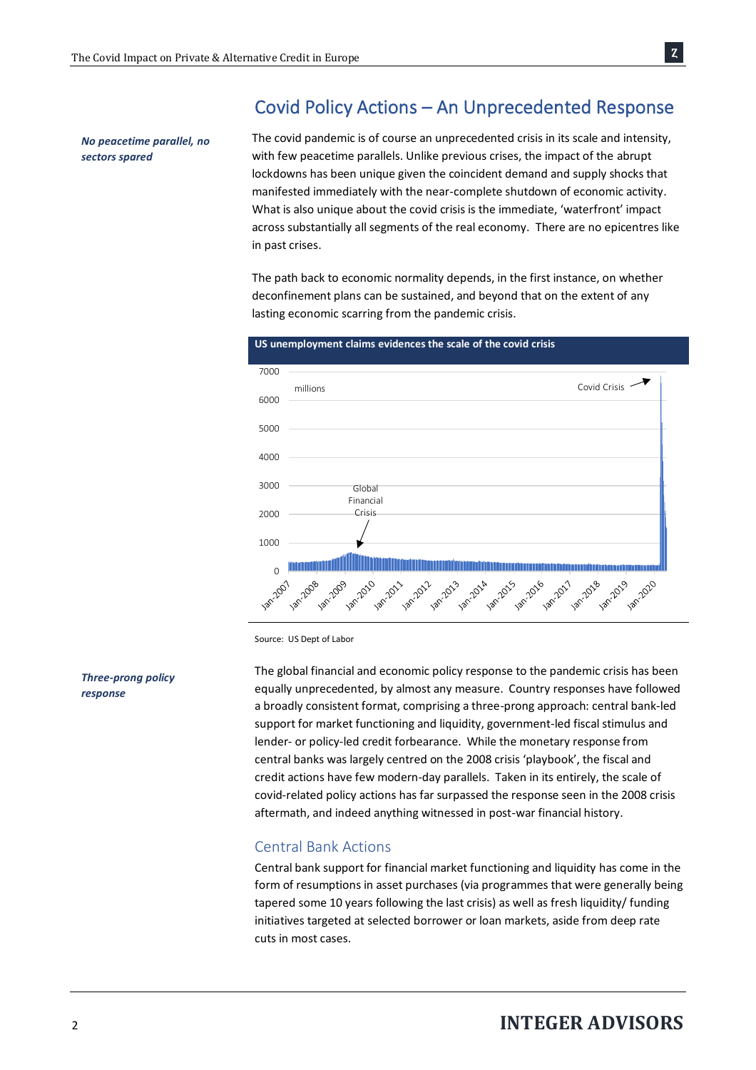## Covid Policy Actions – An Unprecedented Response

*No peacetime parallel, no sectors spared*

The covid pandemic is of course an unprecedented crisis in its scale and intensity, with few peacetime parallels. Unlike previous crises, the impact of the abrupt lockdowns has been unique given the coincident demand and supply shocks that manifested immediately with the near-complete shutdown of economic activity. What is also unique about the covid crisis is the immediate, 'waterfront' impact across substantially all segments of the real economy. There are no epicentres like in past crises.

The path back to economic normality depends, in the first instance, on whether deconfinement plans can be sustained, and beyond that on the extent of any lasting economic scarring from the pandemic crisis.

**US unemployment claims evidences the scale of the covid crisis**

Source: US Dept of Labor

*Three-prong policy response*

The global financial and economic policy response to the pandemic crisis has been equally unprecedented, by almost any measure. Country responses have followed a broadly consistent format, comprising a three-prong approach: central bank-led support for market functioning and liquidity, government-led fiscal stimulus and lender- or policy-led credit forbearance. While the monetary response from central banks was largely centred on the 2008 crisis 'playbook', the fiscal and credit actions have few modern-day parallels. Taken in its entirely, the scale of covid-related policy actions has far surpassed the response seen in the 2008 crisis aftermath, and indeed anything witnessed in post-war financial history.

### Central Bank Actions

Central bank support for financial market functioning and liquidity has come in the form of resumptions in asset purchases (via programmes that were generally being tapered some 10 years following the last crisis) as well as fresh liquidity/ funding initiatives targeted at selected borrower or loan markets, aside from deep rate cuts in most cases.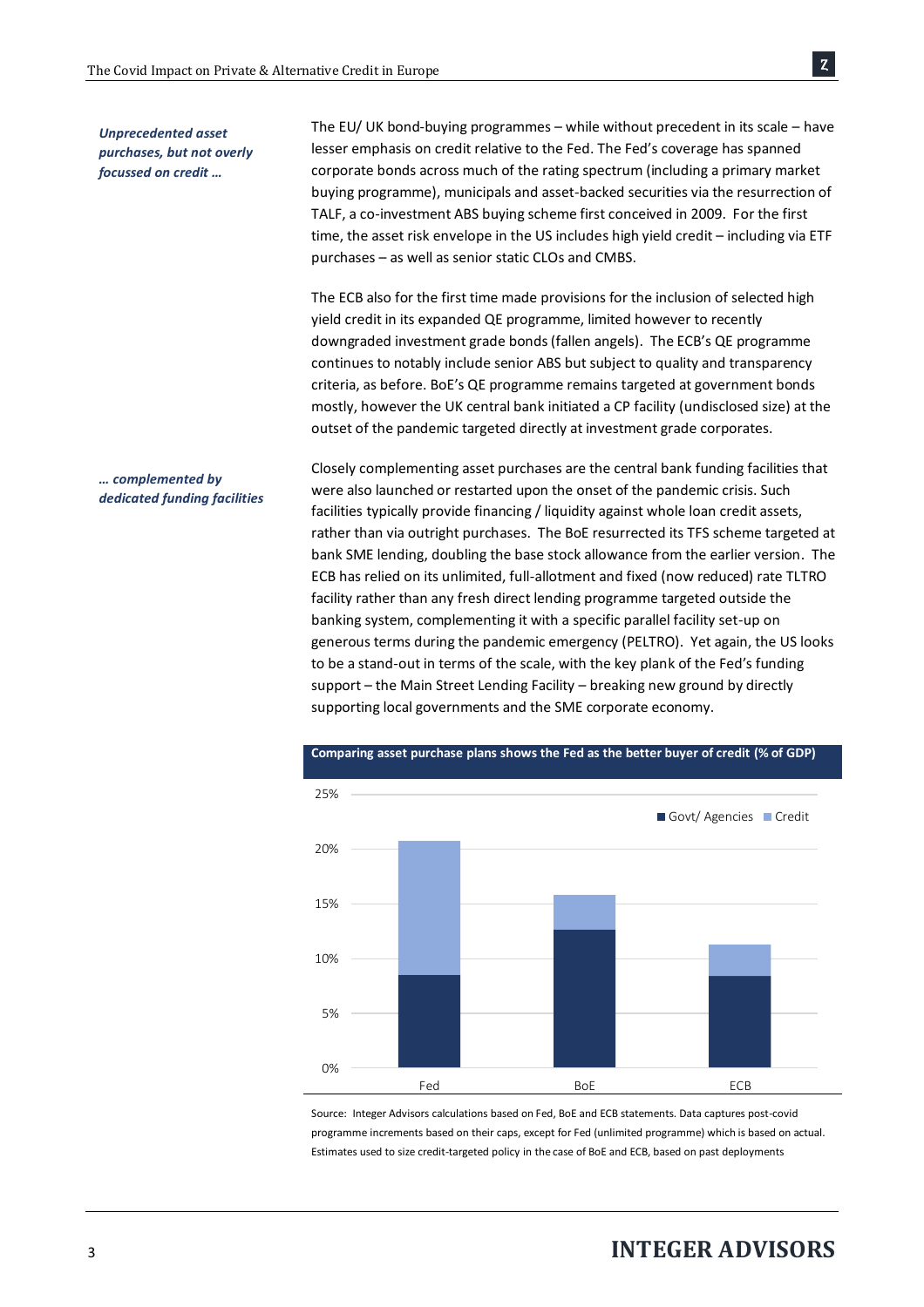*Unprecedented asset purchases, but not overly focussed on credit …*

The EU/ UK bond-buying programmes – while without precedent in its scale – have lesser emphasis on credit relative to the Fed. The Fed's coverage has spanned corporate bonds across much of the rating spectrum (including a primary market buying programme), municipals and asset-backed securities via the resurrection of TALF, a co-investment ABS buying scheme first conceived in 2009. For the first time, the asset risk envelope in the US includes high yield credit – including via ETF purchases – as well as senior static CLOs and CMBS.

The ECB also for the first time made provisions for the inclusion of selected high yield credit in its expanded QE programme, limited however to recently downgraded investment grade bonds (fallen angels). The ECB's QE programme continues to notably include senior ABS but subject to quality and transparency criteria, as before. BoE's QE programme remains targeted at government bonds mostly, however the UK central bank initiated a CP facility (undisclosed size) at the outset of the pandemic targeted directly at investment grade corporates.

*… complemented by dedicated funding facilities*

Closely complementing asset purchases are the central bank funding facilities that were also launched or restarted upon the onset of the pandemic crisis. Such facilities typically provide financing / liquidity against whole loan credit assets, rather than via outright purchases. The BoE resurrected its TFS scheme targeted at bank SME lending, doubling the base stock allowance from the earlier version. The ECB has relied on its unlimited, full-allotment and fixed (now reduced) rate TLTRO facility rather than any fresh direct lending programme targeted outside the banking system, complementing it with a specific parallel facility set-up on generous terms during the pandemic emergency (PELTRO). Yet again, the US looks to be a stand-out in terms of the scale, with the key plank of the Fed's funding support – the Main Street Lending Facility – breaking new ground by directly supporting local governments and the SME corporate economy.

**Comparing asset purchase plans shows the Fed as the better buyer of credit (% of GDP)**

Source: Integer Advisors calculations based on Fed, BoE and ECB statements. Data captures post-covid programme increments based on their caps, except for Fed (unlimited programme) which is based on actual. Estimates used to size credit-targeted policy in the case of BoE and ECB, based on past deployments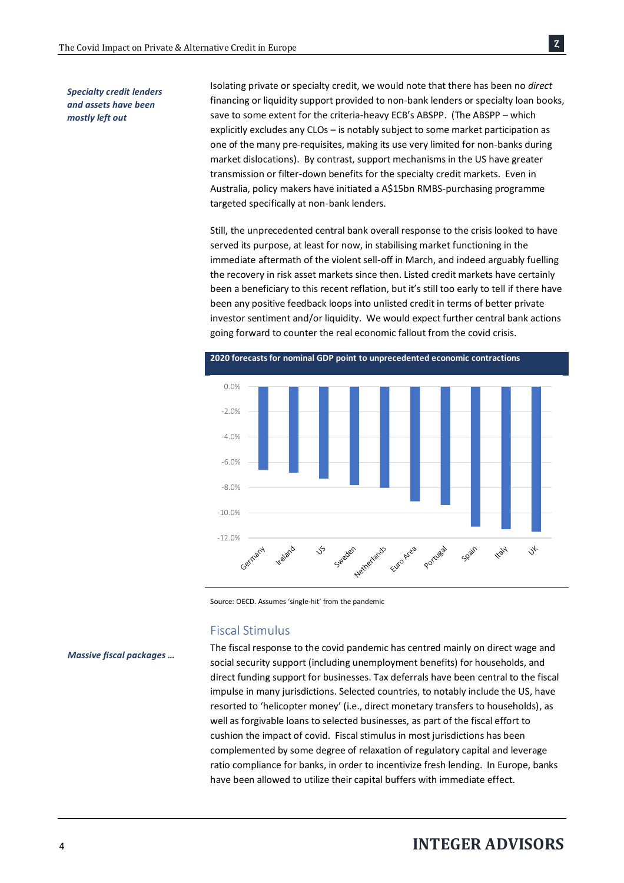*Specialty credit lenders and assets have been mostly left out*

Isolating private or specialty credit, we would note that there has been no *direct* financing or liquidity support provided to non-bank lenders or specialty loan books, save to some extent for the criteria-heavy ECB's ABSPP. (The ABSPP – which explicitly excludes any CLOs – is notably subject to some market participation as one of the many pre-requisites, making its use very limited for non-banks during market dislocations). By contrast, support mechanisms in the US have greater transmission or filter-down benefits for the specialty credit markets. Even in Australia, policy makers have initiated a A$15bn RMBS-purchasing programme targeted specifically at non-bank lenders.

Still, the unprecedented central bank overall response to the crisis looked to have served its purpose, at least for now, in stabilising market functioning in the immediate aftermath of the violent sell-off in March, and indeed arguably fuelling the recovery in risk asset markets since then. Listed credit markets have certainly been a beneficiary to this recent reflation, but it's still too early to tell if there have been any positive feedback loops into unlisted credit in terms of better private investor sentiment and/or liquidity. We would expect further central bank actions going forward to counter the real economic fallout from the covid crisis.

**2020 forecasts for nominal GDP point to unprecedented economic contractions**

| Country | 2020 nominal GDP forecast (approx.) |
| --- | --- |
| Germany | -6.6% |
| Ireland | -6.8% |
| US | -7.3% |
| Sweden | -7.8% |
| Netherlands | -8.0% |
| Euro Area | -9.1% |
| Portugal | -9.4% |
| Spain | -11.1% |
| Italy | -11.3% |
| UK | -11.5% |

Source: OECD. Assumes 'single-hit' from the pandemic

## Fiscal Stimulus

*Massive fiscal packages …*

The fiscal response to the covid pandemic has centred mainly on direct wage and social security support (including unemployment benefits) for households, and direct funding support for businesses. Tax deferrals have been central to the fiscal impulse in many jurisdictions. Selected countries, to notably include the US, have resorted to 'helicopter money' (i.e., direct monetary transfers to households), as well as forgivable loans to selected businesses, as part of the fiscal effort to cushion the impact of covid. Fiscal stimulus in most jurisdictions has been complemented by some degree of relaxation of regulatory capital and leverage ratio compliance for banks, in order to incentivize fresh lending. In Europe, banks have been allowed to utilize their capital buffers with immediate effect.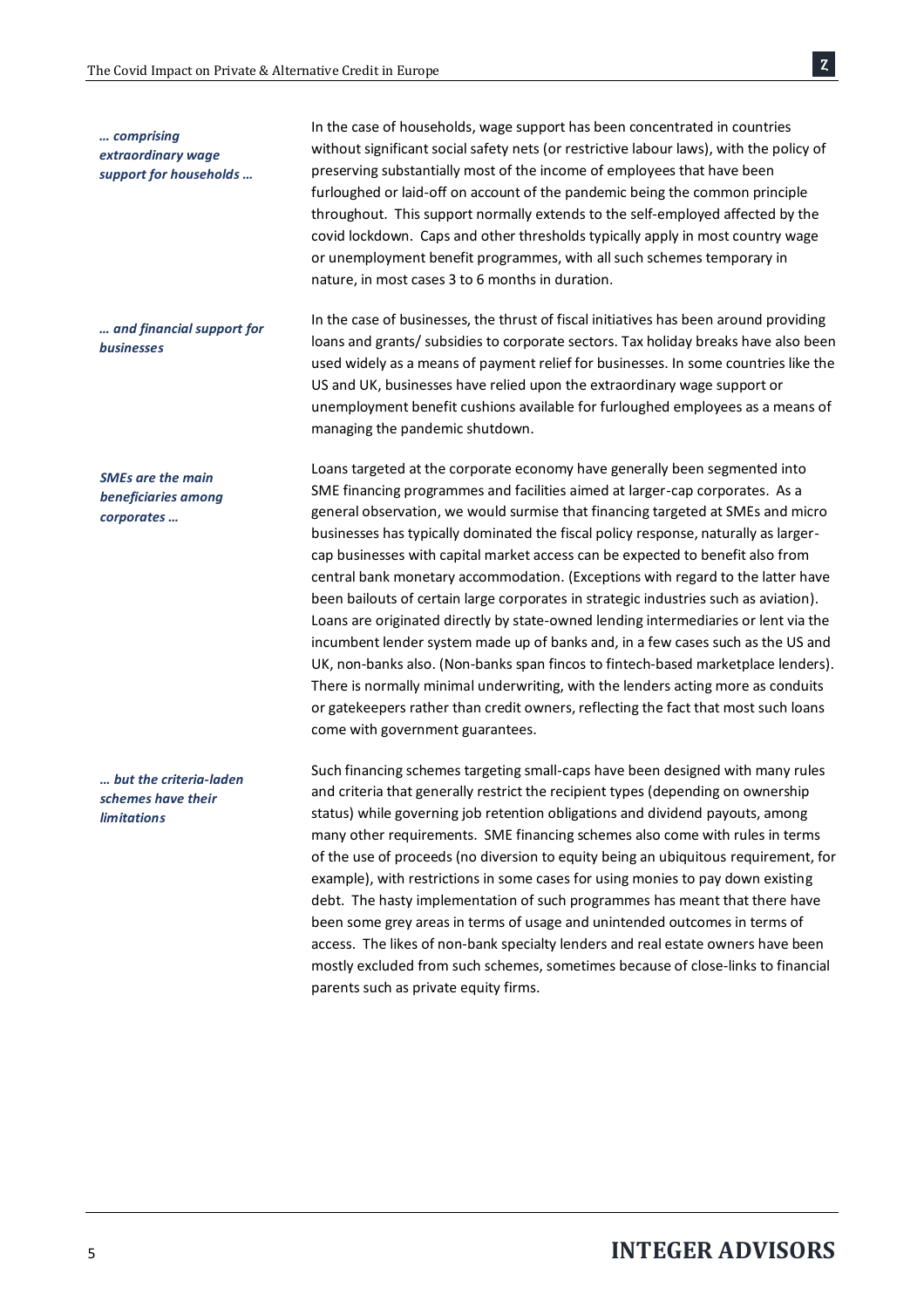*… comprising extraordinary wage support for households …*

In the case of households, wage support has been concentrated in countries without significant social safety nets (or restrictive labour laws), with the policy of preserving substantially most of the income of employees that have been furloughed or laid-off on account of the pandemic being the common principle throughout. This support normally extends to the self-employed affected by the covid lockdown. Caps and other thresholds typically apply in most country wage or unemployment benefit programmes, with all such schemes temporary in nature, in most cases 3 to 6 months in duration.

*… and financial support for businesses*

In the case of businesses, the thrust of fiscal initiatives has been around providing loans and grants/ subsidies to corporate sectors. Tax holiday breaks have also been used widely as a means of payment relief for businesses. In some countries like the US and UK, businesses have relied upon the extraordinary wage support or unemployment benefit cushions available for furloughed employees as a means of managing the pandemic shutdown.

*SMEs are the main beneficiaries among corporates …*

Loans targeted at the corporate economy have generally been segmented into SME financing programmes and facilities aimed at larger-cap corporates. As a general observation, we would surmise that financing targeted at SMEs and micro businesses has typically dominated the fiscal policy response, naturally as larger-cap businesses with capital market access can be expected to benefit also from central bank monetary accommodation. (Exceptions with regard to the latter have been bailouts of certain large corporates in strategic industries such as aviation). Loans are originated directly by state-owned lending intermediaries or lent via the incumbent lender system made up of banks and, in a few cases such as the US and UK, non-banks also. (Non-banks span fincos to fintech-based marketplace lenders). There is normally minimal underwriting, with the lenders acting more as conduits or gatekeepers rather than credit owners, reflecting the fact that most such loans come with government guarantees.

*… but the criteria-laden schemes have their limitations*

Such financing schemes targeting small-caps have been designed with many rules and criteria that generally restrict the recipient types (depending on ownership status) while governing job retention obligations and dividend payouts, among many other requirements. SME financing schemes also come with rules in terms of the use of proceeds (no diversion to equity being an ubiquitous requirement, for example), with restrictions in some cases for using monies to pay down existing debt. The hasty implementation of such programmes has meant that there have been some grey areas in terms of usage and unintended outcomes in terms of access. The likes of non-bank specialty lenders and real estate owners have been mostly excluded from such schemes, sometimes because of close-links to financial parents such as private equity firms.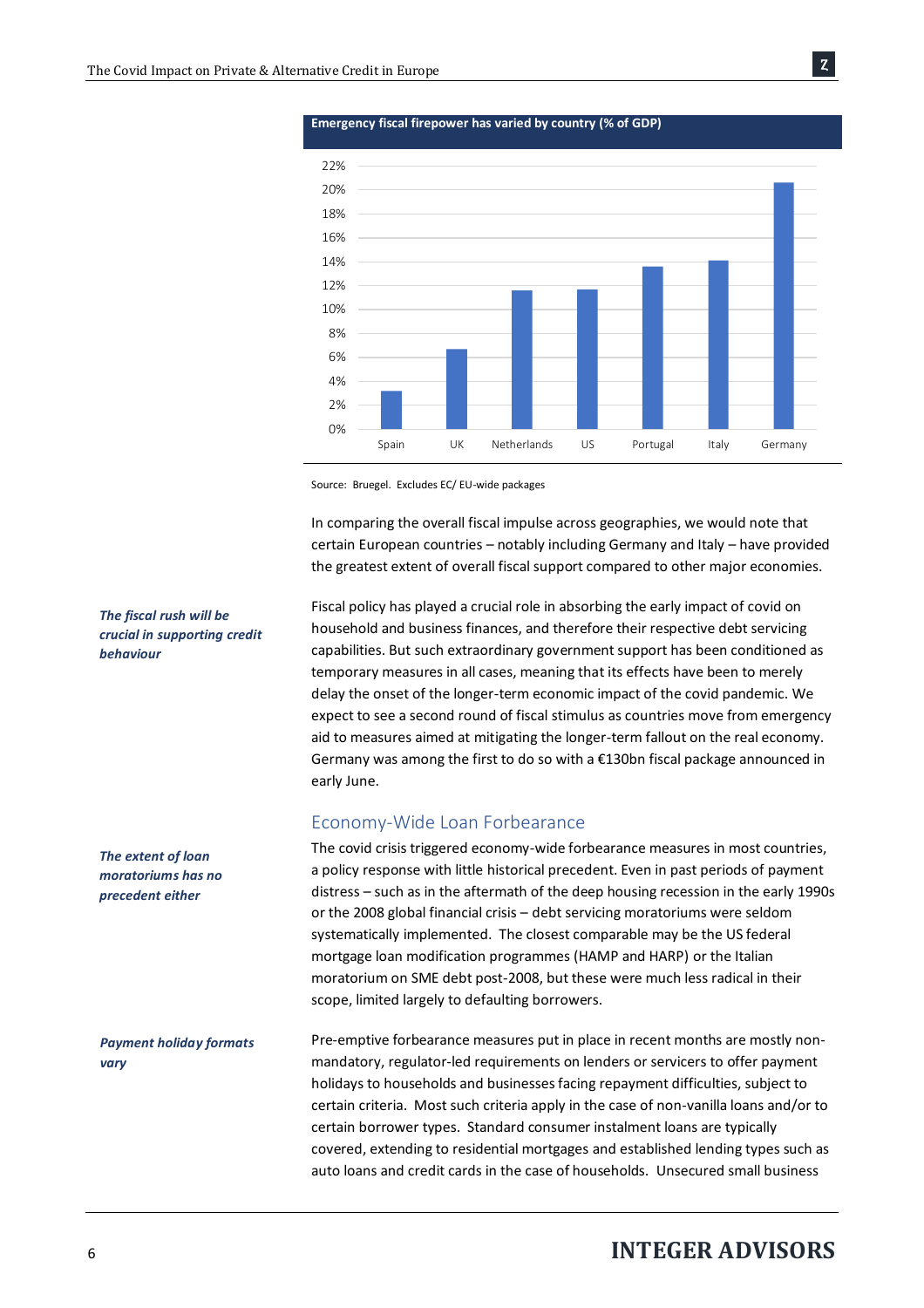**Emergency fiscal firepower has varied by country (% of GDP)**

Source: Bruegel. Excludes EC/ EU-wide packages

In comparing the overall fiscal impulse across geographies, we would note that certain European countries – notably including Germany and Italy – have provided the greatest extent of overall fiscal support compared to other major economies.

***The fiscal rush will be crucial in supporting credit behaviour***

Fiscal policy has played a crucial role in absorbing the early impact of covid on household and business finances, and therefore their respective debt servicing capabilities. But such extraordinary government support has been conditioned as temporary measures in all cases, meaning that its effects have been to merely delay the onset of the longer-term economic impact of the covid pandemic. We expect to see a second round of fiscal stimulus as countries move from emergency aid to measures aimed at mitigating the longer-term fallout on the real economy. Germany was among the first to do so with a €130bn fiscal package announced in early June.

## Economy-Wide Loan Forbearance

***The extent of loan moratoriums has no precedent either***

The covid crisis triggered economy-wide forbearance measures in most countries, a policy response with little historical precedent. Even in past periods of payment distress – such as in the aftermath of the deep housing recession in the early 1990s or the 2008 global financial crisis – debt servicing moratoriums were seldom systematically implemented. The closest comparable may be the US federal mortgage loan modification programmes (HAMP and HARP) or the Italian moratorium on SME debt post-2008, but these were much less radical in their scope, limited largely to defaulting borrowers.

***Payment holiday formats vary***

Pre-emptive forbearance measures put in place in recent months are mostly non-mandatory, regulator-led requirements on lenders or servicers to offer payment holidays to households and businesses facing repayment difficulties, subject to certain criteria. Most such criteria apply in the case of non-vanilla loans and/or to certain borrower types. Standard consumer instalment loans are typically covered, extending to residential mortgages and established lending types such as auto loans and credit cards in the case of households. Unsecured small business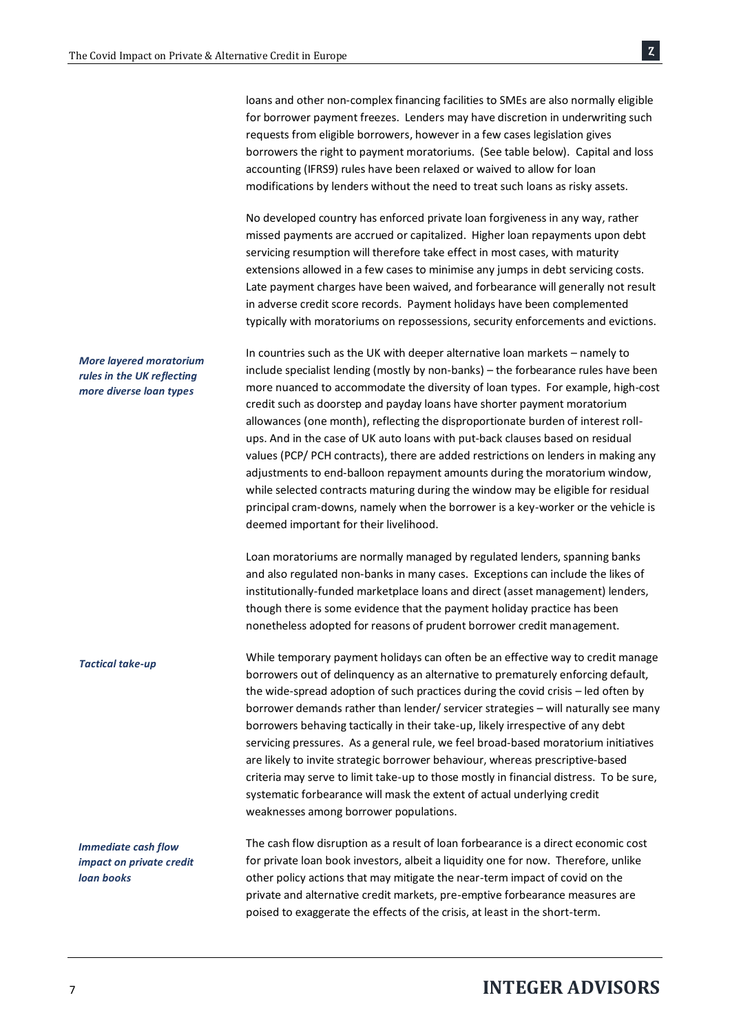loans and other non-complex financing facilities to SMEs are also normally eligible for borrower payment freezes. Lenders may have discretion in underwriting such requests from eligible borrowers, however in a few cases legislation gives borrowers the right to payment moratoriums. (See table below). Capital and loss accounting (IFRS9) rules have been relaxed or waived to allow for loan modifications by lenders without the need to treat such loans as risky assets.

No developed country has enforced private loan forgiveness in any way, rather missed payments are accrued or capitalized. Higher loan repayments upon debt servicing resumption will therefore take effect in most cases, with maturity extensions allowed in a few cases to minimise any jumps in debt servicing costs. Late payment charges have been waived, and forbearance will generally not result in adverse credit score records. Payment holidays have been complemented typically with moratoriums on repossessions, security enforcements and evictions.

***More layered moratorium rules in the UK reflecting more diverse loan types***

In countries such as the UK with deeper alternative loan markets – namely to include specialist lending (mostly by non-banks) – the forbearance rules have been more nuanced to accommodate the diversity of loan types. For example, high-cost credit such as doorstep and payday loans have shorter payment moratorium allowances (one month), reflecting the disproportionate burden of interest roll-ups. And in the case of UK auto loans with put-back clauses based on residual values (PCP/ PCH contracts), there are added restrictions on lenders in making any adjustments to end-balloon repayment amounts during the moratorium window, while selected contracts maturing during the window may be eligible for residual principal cram-downs, namely when the borrower is a key-worker or the vehicle is deemed important for their livelihood.

Loan moratoriums are normally managed by regulated lenders, spanning banks and also regulated non-banks in many cases. Exceptions can include the likes of institutionally-funded marketplace loans and direct (asset management) lenders, though there is some evidence that the payment holiday practice has been nonetheless adopted for reasons of prudent borrower credit management.

***Tactical take-up***

While temporary payment holidays can often be an effective way to credit manage borrowers out of delinquency as an alternative to prematurely enforcing default, the wide-spread adoption of such practices during the covid crisis – led often by borrower demands rather than lender/ servicer strategies – will naturally see many borrowers behaving tactically in their take-up, likely irrespective of any debt servicing pressures. As a general rule, we feel broad-based moratorium initiatives are likely to invite strategic borrower behaviour, whereas prescriptive-based criteria may serve to limit take-up to those mostly in financial distress. To be sure, systematic forbearance will mask the extent of actual underlying credit weaknesses among borrower populations.

***Immediate cash flow impact on private credit loan books***

The cash flow disruption as a result of loan forbearance is a direct economic cost for private loan book investors, albeit a liquidity one for now. Therefore, unlike other policy actions that may mitigate the near-term impact of covid on the private and alternative credit markets, pre-emptive forbearance measures are poised to exaggerate the effects of the crisis, at least in the short-term.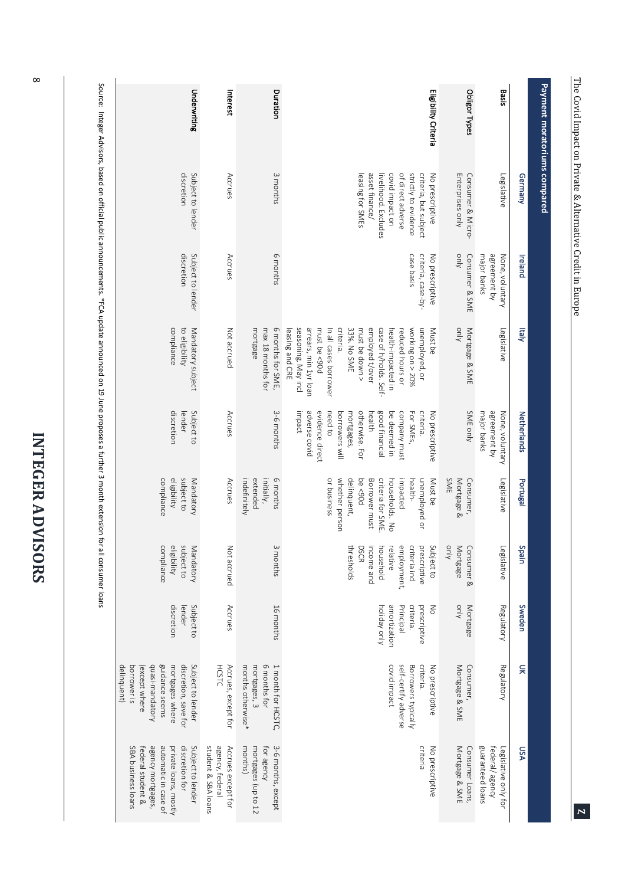## Payment moratoriums compared

| | Germany | Ireland | Italy | Netherlands | Portugal | Spain | Sweden | UK | USA |
|---|---|---|---|---|---|---|---|---|---|
| **Basis** | Legislative | None, voluntary agreement by major banks | Legislative | None, voluntary agreement by major banks | Legislative | Legislative | Regulatory | Regulatory | Legislative only for federal/ agency guaranteed loans |
| **Obligor Types** | Consumer & Micro-Enterprises only | Consumer & SME only | Mortgage & SME only | SME only | Consumer, Mortgage & SME | Consumer & Mortgage only | Mortgage only | Consumer, Mortgage & SME | Consumer Loans, Mortgage & SME |
| **Eligibility Criteria** | No prescriptive criteria, but subject strictly to evidence of direct adverse covid impact on livelihood. Excludes asset finance/ leasing for SMEs | No prescriptive criteria, case-by-case basis | Must be unemployed, or working on > 20% reduced hours or health-impacted in case of h/holds. Self-employed t/over must be down > 33%. No SME criteria. In all cases borrower must be <90d arrears, min 1yr loan seasoning. May incl leasing and CRE | No prescriptive criteria. For SMEs, company must be deemed in good financial health otherwise. For mortgages, borrowers will need to evidence direct adverse covid impact | Must be unemployed or health-impacted households. No criteria for SME. Borrower must be <90d delinquent, whether person or business | Subject to prescriptive criteria incl employment, relative household income and DSCR thresholds | No prescriptive criteria. Principal amortization holiday only | No prescriptive criteria. Borrowers typically self-certify adverse covid impact | No prescriptive criteria |
| **Duration** | 3 months | 6 months | 6 months for SME, max 18 months for mortgage | 3-6 months | 6 months initially, extended indefinitely | 3 months | 16 months | 1 month for HCSTC, 6 months for mortgages, 3 months otherwise* | 3-6 months, except for agency mortgages (up to 12 months) |
| **Interest** | Accrues | Accrues | Not accrued | Accrues | Accrues | Not accrued | Accrues | Accrues, except for HCSTC | Accrues except for agency, federal student & SBA loans |
| **Underwriting** | Subject to lender discretion | Subject to lender discretion | Mandatory subject to eligibility compliance | Subject to lender discretion | Mandatory subject to eligibility compliance | Mandatory subject to eligibility compliance | Subject to lender discretion | Subject to lender discretion, save for mortgages where guidance seems quasi-mandatory (except where borrower is delinquent) | Subject to lender discretion for private loans, mostly automatic in case of agency mortgages, federal student & SBA business loans |

Source: Integer Advisors, based on official public announcements. *FCA update announced on 19 June proposes a further 3 month extension for all consumer loans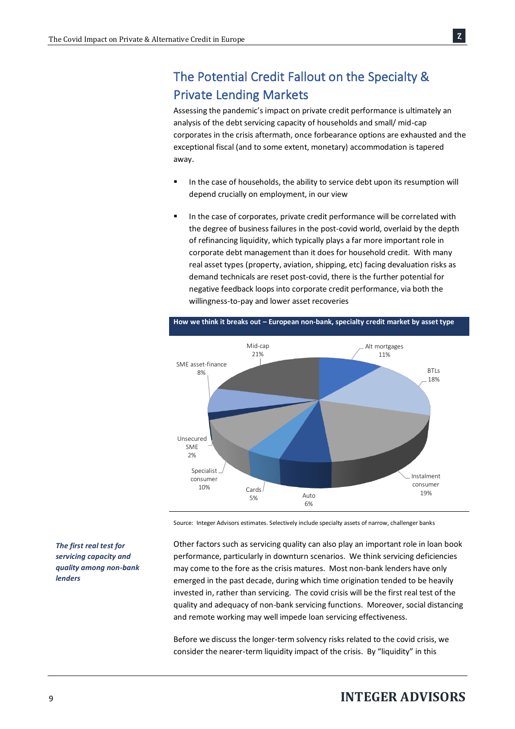## The Potential Credit Fallout on the Specialty & Private Lending Markets

Assessing the pandemic's impact on private credit performance is ultimately an analysis of the debt servicing capacity of households and small/ mid-cap corporates in the crisis aftermath, once forbearance options are exhausted and the exceptional fiscal (and to some extent, monetary) accommodation is tapered away.

- In the case of households, the ability to service debt upon its resumption will depend crucially on employment, in our view
- In the case of corporates, private credit performance will be correlated with the degree of business failures in the post-covid world, overlaid by the depth of refinancing liquidity, which typically plays a far more important role in corporate debt management than it does for household credit. With many real asset types (property, aviation, shipping, etc) facing devaluation risks as demand technicals are reset post-covid, there is the further potential for negative feedback loops into corporate credit performance, via both the willingness-to-pay and lower asset recoveries

**How we think it breaks out – European non-bank, specialty credit market by asset type**

| Asset type | Share |
|---|---|
| Alt mortgages | 11% |
| BTLs | 18% |
| Instalment consumer | 19% |
| Auto | 6% |
| Cards | 5% |
| Specialist consumer | 10% |
| Unsecured SME | 2% |
| SME asset-finance | 8% |
| Mid-cap | 21% |

Source: Integer Advisors estimates. Selectively include specialty assets of narrow, challenger banks

***The first real test for servicing capacity and quality among non-bank lenders***

Other factors such as servicing quality can also play an important role in loan book performance, particularly in downturn scenarios. We think servicing deficiencies may come to the fore as the crisis matures. Most non-bank lenders have only emerged in the past decade, during which time origination tended to be heavily invested in, rather than servicing. The covid crisis will be the first real test of the quality and adequacy of non-bank servicing functions. Moreover, social distancing and remote working may well impede loan servicing effectiveness.

Before we discuss the longer-term solvency risks related to the covid crisis, we consider the nearer-term liquidity impact of the crisis. By "liquidity" in this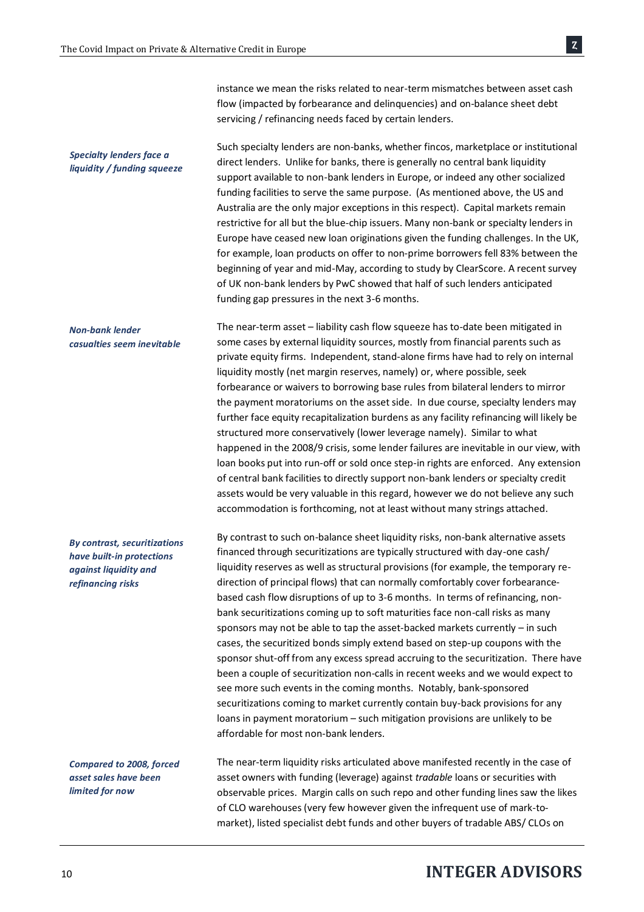instance we mean the risks related to near-term mismatches between asset cash flow (impacted by forbearance and delinquencies) and on-balance sheet debt servicing / refinancing needs faced by certain lenders.

***Specialty lenders face a liquidity / funding squeeze***

Such specialty lenders are non-banks, whether fincos, marketplace or institutional direct lenders. Unlike for banks, there is generally no central bank liquidity support available to non-bank lenders in Europe, or indeed any other socialized funding facilities to serve the same purpose. (As mentioned above, the US and Australia are the only major exceptions in this respect). Capital markets remain restrictive for all but the blue-chip issuers. Many non-bank or specialty lenders in Europe have ceased new loan originations given the funding challenges. In the UK, for example, loan products on offer to non-prime borrowers fell 83% between the beginning of year and mid-May, according to study by ClearScore. A recent survey of UK non-bank lenders by PwC showed that half of such lenders anticipated funding gap pressures in the next 3-6 months.

***Non-bank lender casualties seem inevitable***

The near-term asset – liability cash flow squeeze has to-date been mitigated in some cases by external liquidity sources, mostly from financial parents such as private equity firms. Independent, stand-alone firms have had to rely on internal liquidity mostly (net margin reserves, namely) or, where possible, seek forbearance or waivers to borrowing base rules from bilateral lenders to mirror the payment moratoriums on the asset side. In due course, specialty lenders may further face equity recapitalization burdens as any facility refinancing will likely be structured more conservatively (lower leverage namely). Similar to what happened in the 2008/9 crisis, some lender failures are inevitable in our view, with loan books put into run-off or sold once step-in rights are enforced. Any extension of central bank facilities to directly support non-bank lenders or specialty credit assets would be very valuable in this regard, however we do not believe any such accommodation is forthcoming, not at least without many strings attached.

***By contrast, securitizations have built-in protections against liquidity and refinancing risks***

By contrast to such on-balance sheet liquidity risks, non-bank alternative assets financed through securitizations are typically structured with day-one cash/ liquidity reserves as well as structural provisions (for example, the temporary re-direction of principal flows) that can normally comfortably cover forbearance-based cash flow disruptions of up to 3-6 months. In terms of refinancing, non-bank securitizations coming up to soft maturities face non-call risks as many sponsors may not be able to tap the asset-backed markets currently – in such cases, the securitized bonds simply extend based on step-up coupons with the sponsor shut-off from any excess spread accruing to the securitization. There have been a couple of securitization non-calls in recent weeks and we would expect to see more such events in the coming months. Notably, bank-sponsored securitizations coming to market currently contain buy-back provisions for any loans in payment moratorium – such mitigation provisions are unlikely to be affordable for most non-bank lenders.

***Compared to 2008, forced asset sales have been limited for now***

The near-term liquidity risks articulated above manifested recently in the case of asset owners with funding (leverage) against *tradable* loans or securities with observable prices. Margin calls on such repo and other funding lines saw the likes of CLO warehouses (very few however given the infrequent use of mark-to-market), listed specialist debt funds and other buyers of tradable ABS/ CLOs on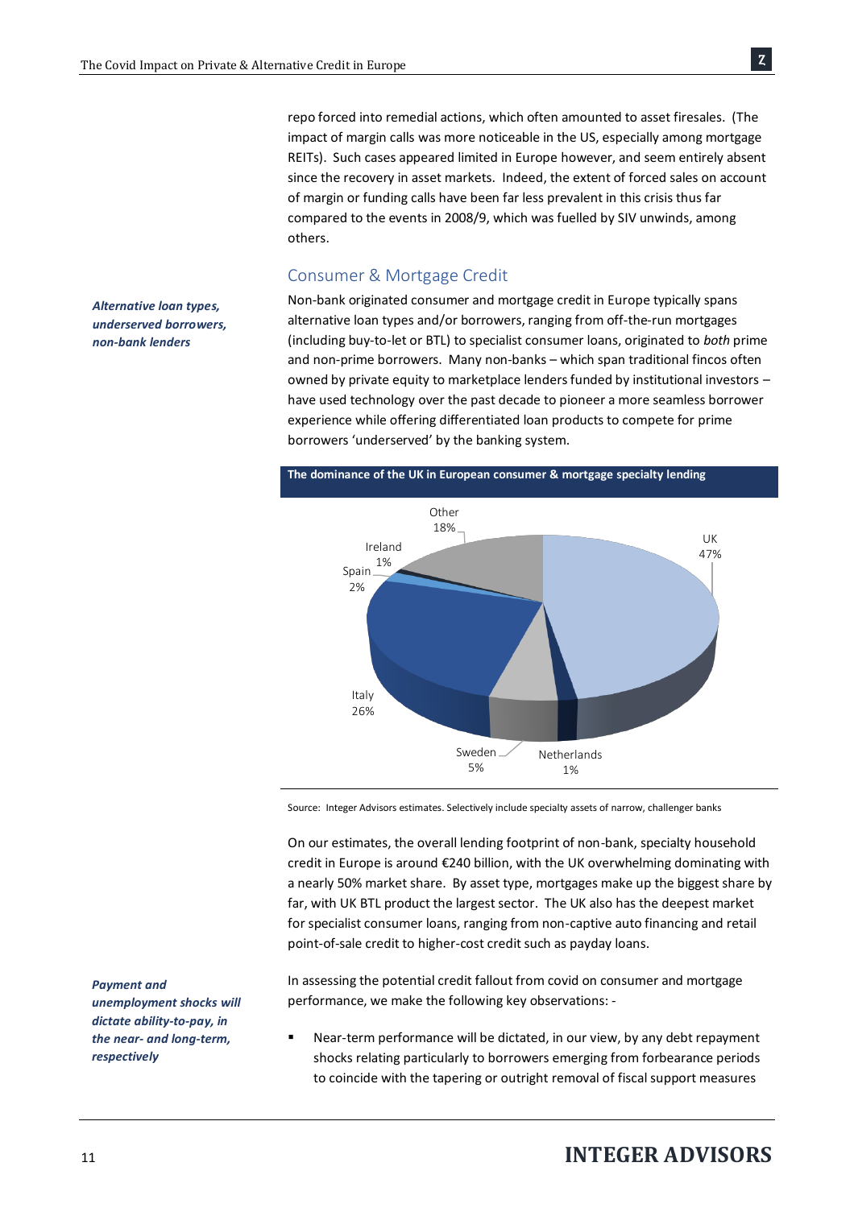repo forced into remedial actions, which often amounted to asset firesales. (The impact of margin calls was more noticeable in the US, especially among mortgage REITs). Such cases appeared limited in Europe however, and seem entirely absent since the recovery in asset markets. Indeed, the extent of forced sales on account of margin or funding calls have been far less prevalent in this crisis thus far compared to the events in 2008/9, which was fuelled by SIV unwinds, among others.

## Consumer & Mortgage Credit

***Alternative loan types, underserved borrowers, non-bank lenders***

Non-bank originated consumer and mortgage credit in Europe typically spans alternative loan types and/or borrowers, ranging from off-the-run mortgages (including buy-to-let or BTL) to specialist consumer loans, originated to *both* prime and non-prime borrowers. Many non-banks – which span traditional fincos often owned by private equity to marketplace lenders funded by institutional investors – have used technology over the past decade to pioneer a more seamless borrower experience while offering differentiated loan products to compete for prime borrowers 'underserved' by the banking system.

**The dominance of the UK in European consumer & mortgage specialty lending**

| Country | Share |
|---|---|
| UK | 47% |
| Italy | 26% |
| Other | 18% |
| Sweden | 5% |
| Spain | 2% |
| Ireland | 1% |
| Netherlands | 1% |

Source: Integer Advisors estimates. Selectively include specialty assets of narrow, challenger banks

On our estimates, the overall lending footprint of non-bank, specialty household credit in Europe is around €240 billion, with the UK overwhelming dominating with a nearly 50% market share. By asset type, mortgages make up the biggest share by far, with UK BTL product the largest sector. The UK also has the deepest market for specialist consumer loans, ranging from non-captive auto financing and retail point-of-sale credit to higher-cost credit such as payday loans.

***Payment and unemployment shocks will dictate ability-to-pay, in the near- and long-term, respectively***

In assessing the potential credit fallout from covid on consumer and mortgage performance, we make the following key observations: -

- Near-term performance will be dictated, in our view, by any debt repayment shocks relating particularly to borrowers emerging from forbearance periods to coincide with the tapering or outright removal of fiscal support measures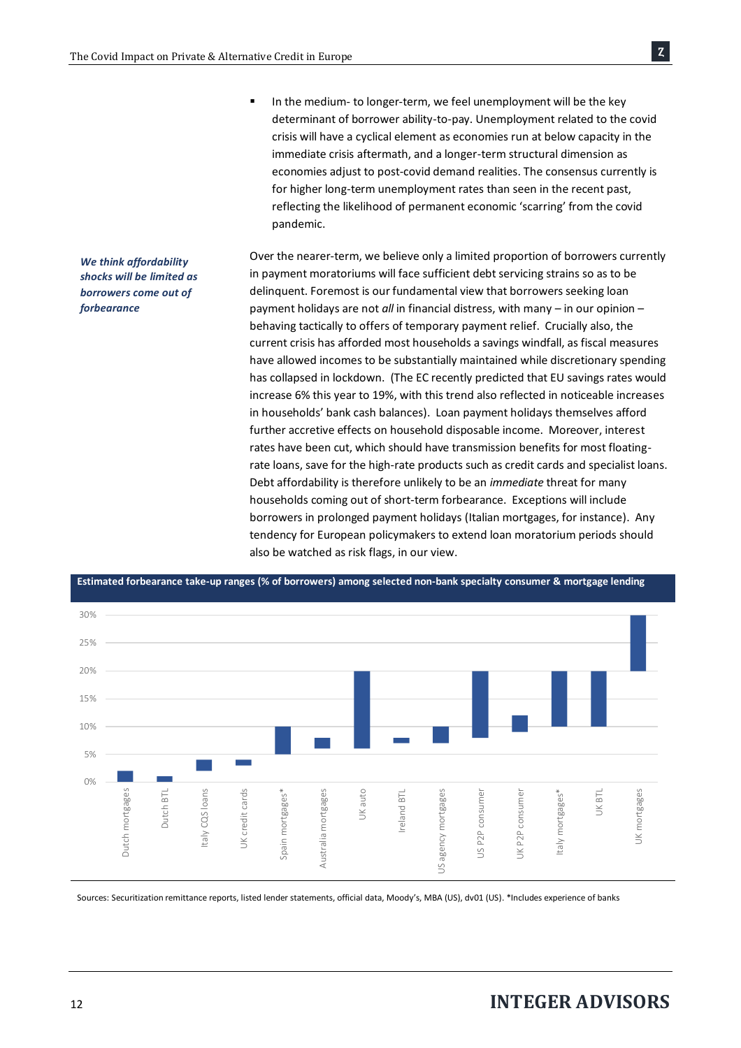- In the medium- to longer-term, we feel unemployment will be the key determinant of borrower ability-to-pay. Unemployment related to the covid crisis will have a cyclical element as economies run at below capacity in the immediate crisis aftermath, and a longer-term structural dimension as economies adjust to post-covid demand realities. The consensus currently is for higher long-term unemployment rates than seen in the recent past, reflecting the likelihood of permanent economic 'scarring' from the covid pandemic.

***We think affordability shocks will be limited as borrowers come out of forbearance***

Over the nearer-term, we believe only a limited proportion of borrowers currently in payment moratoriums will face sufficient debt servicing strains so as to be delinquent. Foremost is our fundamental view that borrowers seeking loan payment holidays are not *all* in financial distress, with many – in our opinion – behaving tactically to offers of temporary payment relief. Crucially also, the current crisis has afforded most households a savings windfall, as fiscal measures have allowed incomes to be substantially maintained while discretionary spending has collapsed in lockdown. (The EC recently predicted that EU savings rates would increase 6% this year to 19%, with this trend also reflected in noticeable increases in households' bank cash balances). Loan payment holidays themselves afford further accretive effects on household disposable income. Moreover, interest rates have been cut, which should have transmission benefits for most floating-rate loans, save for the high-rate products such as credit cards and specialist loans. Debt affordability is therefore unlikely to be an *immediate* threat for many households coming out of short-term forbearance. Exceptions will include borrowers in prolonged payment holidays (Italian mortgages, for instance). Any tendency for European policymakers to extend loan moratorium periods should also be watched as risk flags, in our view.

**Estimated forbearance take-up ranges (% of borrowers) among selected non-bank specialty consumer & mortgage lending**

| Category | Approx. range |
|---|---|
| Dutch mortgages | 0%–2% |
| Dutch BTL | 0%–1% |
| Italy CQS loans | 2%–4% |
| UK credit cards | 3%–4% |
| Spain mortgages* | 5%–10% |
| Australia mortgages | 6%–8% |
| UK auto | 6%–20% |
| Ireland BTL | 7%–8% |
| US agency mortgages | 7%–10% |
| US P2P consumer | 8%–20% |
| UK P2P consumer | 9%–12% |
| Italy mortgages* | 10%–20% |
| UK BTL | 10%–20% |
| UK mortgages | 20%–30% |

Sources: Securitization remittance reports, listed lender statements, official data, Moody's, MBA (US), dv01 (US). *Includes experience of banks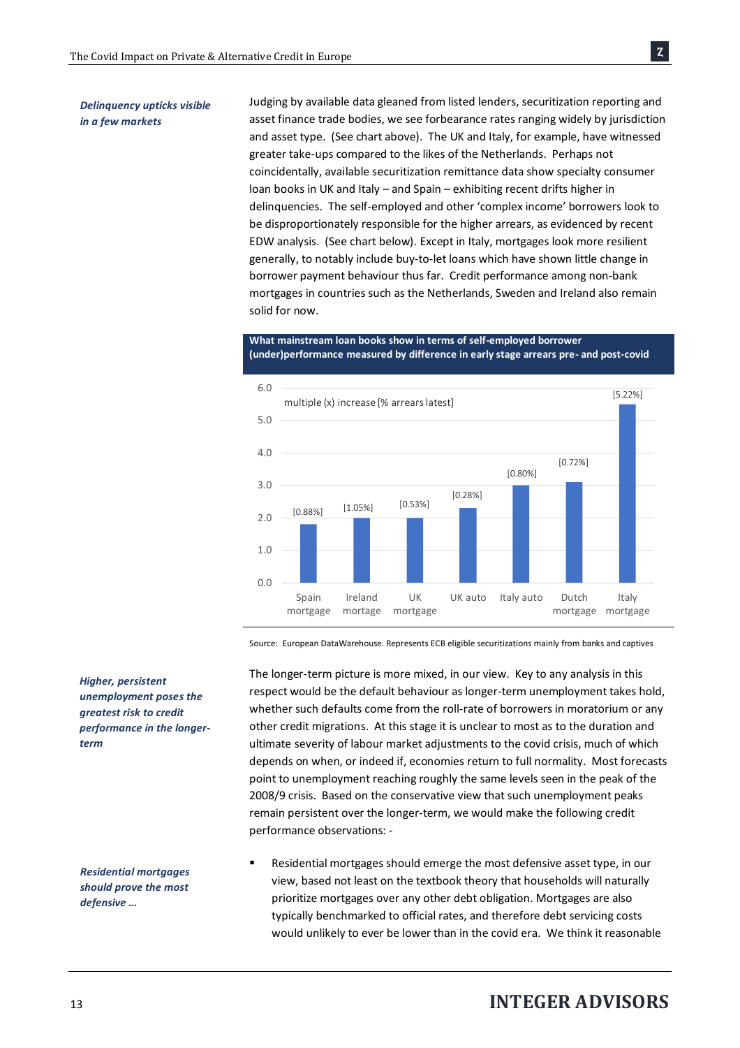*Delinquency upticks visible in a few markets*

Judging by available data gleaned from listed lenders, securitization reporting and asset finance trade bodies, we see forbearance rates ranging widely by jurisdiction and asset type. (See chart above). The UK and Italy, for example, have witnessed greater take-ups compared to the likes of the Netherlands. Perhaps not coincidentally, available securitization remittance data show specialty consumer loan books in UK and Italy – and Spain – exhibiting recent drifts higher in delinquencies. The self-employed and other 'complex income' borrowers look to be disproportionately responsible for the higher arrears, as evidenced by recent EDW analysis. (See chart below). Except in Italy, mortgages look more resilient generally, to notably include buy-to-let loans which have shown little change in borrower payment behaviour thus far. Credit performance among non-bank mortgages in countries such as the Netherlands, Sweden and Ireland also remain solid for now.

**What mainstream loan books show in terms of self-employed borrower (under)performance measured by difference in early stage arrears pre- and post-covid**

multiple (x) increase [% arrears latest]

| Loan book | Multiple (x) increase (approx.) | % arrears latest |
| --- | --- | --- |
| Spain mortgage | 1.8 | [0.88%] |
| Ireland mortage | 2.0 | [1.05%] |
| UK mortgage | 2.0 | [0.53%] |
| UK auto | 2.3 | [0.28%] |
| Italy auto | 3.0 | [0.80%] |
| Dutch mortgage | 3.1 | [0.72%] |
| Italy mortgage | 5.5 | [5.22%] |

Source: European DataWarehouse. Represents ECB eligible securitizations mainly from banks and captives

*Higher, persistent unemployment poses the greatest risk to credit performance in the longer-term*

The longer-term picture is more mixed, in our view. Key to any analysis in this respect would be the default behaviour as longer-term unemployment takes hold, whether such defaults come from the roll-rate of borrowers in moratorium or any other credit migrations. At this stage it is unclear to most as to the duration and ultimate severity of labour market adjustments to the covid crisis, much of which depends on when, or indeed if, economies return to full normality. Most forecasts point to unemployment reaching roughly the same levels seen in the peak of the 2008/9 crisis. Based on the conservative view that such unemployment peaks remain persistent over the longer-term, we would make the following credit performance observations: -

*Residential mortgages should prove the most defensive …*

- Residential mortgages should emerge the most defensive asset type, in our view, based not least on the textbook theory that households will naturally prioritize mortgages over any other debt obligation. Mortgages are also typically benchmarked to official rates, and therefore debt servicing costs would unlikely to ever be lower than in the covid era. We think it reasonable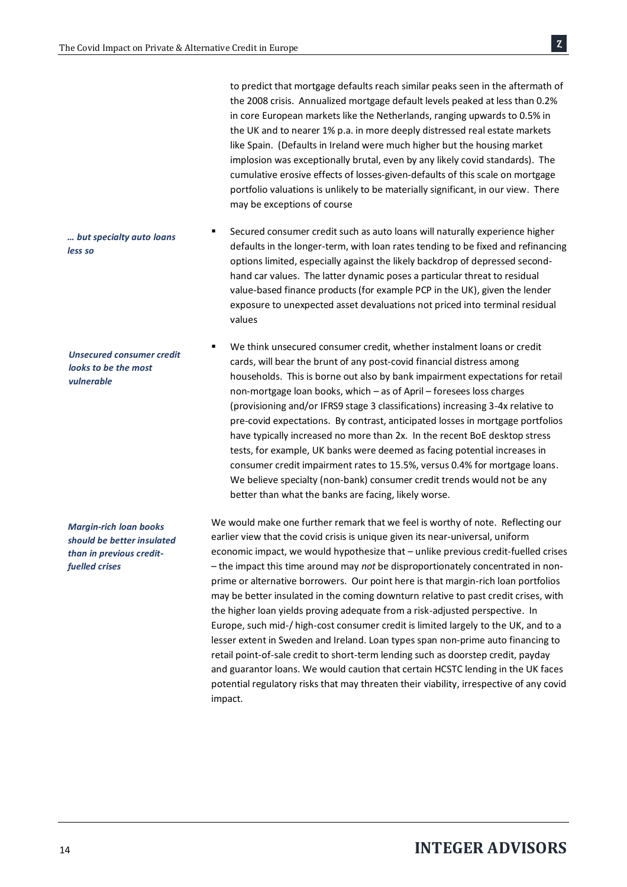to predict that mortgage defaults reach similar peaks seen in the aftermath of the 2008 crisis. Annualized mortgage default levels peaked at less than 0.2% in core European markets like the Netherlands, ranging upwards to 0.5% in the UK and to nearer 1% p.a. in more deeply distressed real estate markets like Spain. (Defaults in Ireland were much higher but the housing market implosion was exceptionally brutal, even by any likely covid standards). The cumulative erosive effects of losses-given-defaults of this scale on mortgage portfolio valuations is unlikely to be materially significant, in our view. There may be exceptions of course

***… but specialty auto loans less so***

- Secured consumer credit such as auto loans will naturally experience higher defaults in the longer-term, with loan rates tending to be fixed and refinancing options limited, especially against the likely backdrop of depressed second-hand car values. The latter dynamic poses a particular threat to residual value-based finance products (for example PCP in the UK), given the lender exposure to unexpected asset devaluations not priced into terminal residual values

***Unsecured consumer credit looks to be the most vulnerable***

- We think unsecured consumer credit, whether instalment loans or credit cards, will bear the brunt of any post-covid financial distress among households. This is borne out also by bank impairment expectations for retail non-mortgage loan books, which – as of April – foresees loss charges (provisioning and/or IFRS9 stage 3 classifications) increasing 3-4x relative to pre-covid expectations. By contrast, anticipated losses in mortgage portfolios have typically increased no more than 2x. In the recent BoE desktop stress tests, for example, UK banks were deemed as facing potential increases in consumer credit impairment rates to 15.5%, versus 0.4% for mortgage loans. We believe specialty (non-bank) consumer credit trends would not be any better than what the banks are facing, likely worse.

***Margin-rich loan books should be better insulated than in previous credit-fuelled crises***

We would make one further remark that we feel is worthy of note. Reflecting our earlier view that the covid crisis is unique given its near-universal, uniform economic impact, we would hypothesize that – unlike previous credit-fuelled crises – the impact this time around may *not* be disproportionately concentrated in non-prime or alternative borrowers. Our point here is that margin-rich loan portfolios may be better insulated in the coming downturn relative to past credit crises, with the higher loan yields proving adequate from a risk-adjusted perspective. In Europe, such mid-/ high-cost consumer credit is limited largely to the UK, and to a lesser extent in Sweden and Ireland. Loan types span non-prime auto financing to retail point-of-sale credit to short-term lending such as doorstep credit, payday and guarantor loans. We would caution that certain HCSTC lending in the UK faces potential regulatory risks that may threaten their viability, irrespective of any covid impact.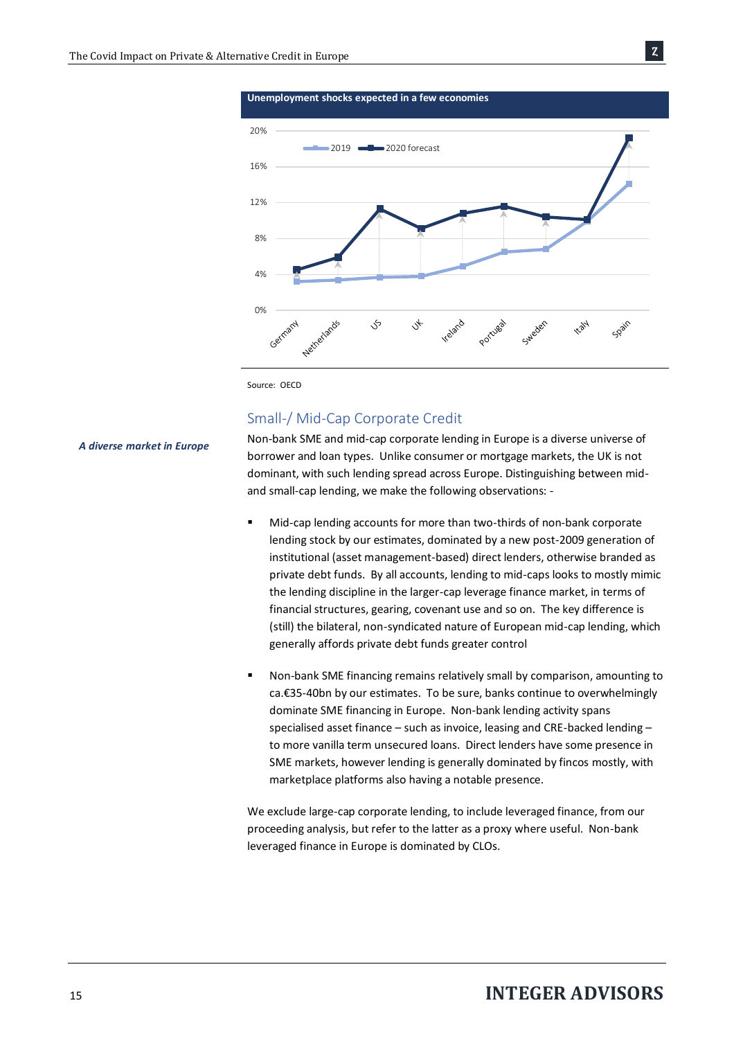**Unemployment shocks expected in a few economies**

Source: OECD

## Small-/ Mid-Cap Corporate Credit

***A diverse market in Europe***

Non-bank SME and mid-cap corporate lending in Europe is a diverse universe of borrower and loan types. Unlike consumer or mortgage markets, the UK is not dominant, with such lending spread across Europe. Distinguishing between mid- and small-cap lending, we make the following observations: -

- Mid-cap lending accounts for more than two-thirds of non-bank corporate lending stock by our estimates, dominated by a new post-2009 generation of institutional (asset management-based) direct lenders, otherwise branded as private debt funds. By all accounts, lending to mid-caps looks to mostly mimic the lending discipline in the larger-cap leverage finance market, in terms of financial structures, gearing, covenant use and so on. The key difference is (still) the bilateral, non-syndicated nature of European mid-cap lending, which generally affords private debt funds greater control

- Non-bank SME financing remains relatively small by comparison, amounting to ca.€35-40bn by our estimates. To be sure, banks continue to overwhelmingly dominate SME financing in Europe. Non-bank lending activity spans specialised asset finance – such as invoice, leasing and CRE-backed lending – to more vanilla term unsecured loans. Direct lenders have some presence in SME markets, however lending is generally dominated by fincos mostly, with marketplace platforms also having a notable presence.

We exclude large-cap corporate lending, to include leveraged finance, from our proceeding analysis, but refer to the latter as a proxy where useful. Non-bank leveraged finance in Europe is dominated by CLOs.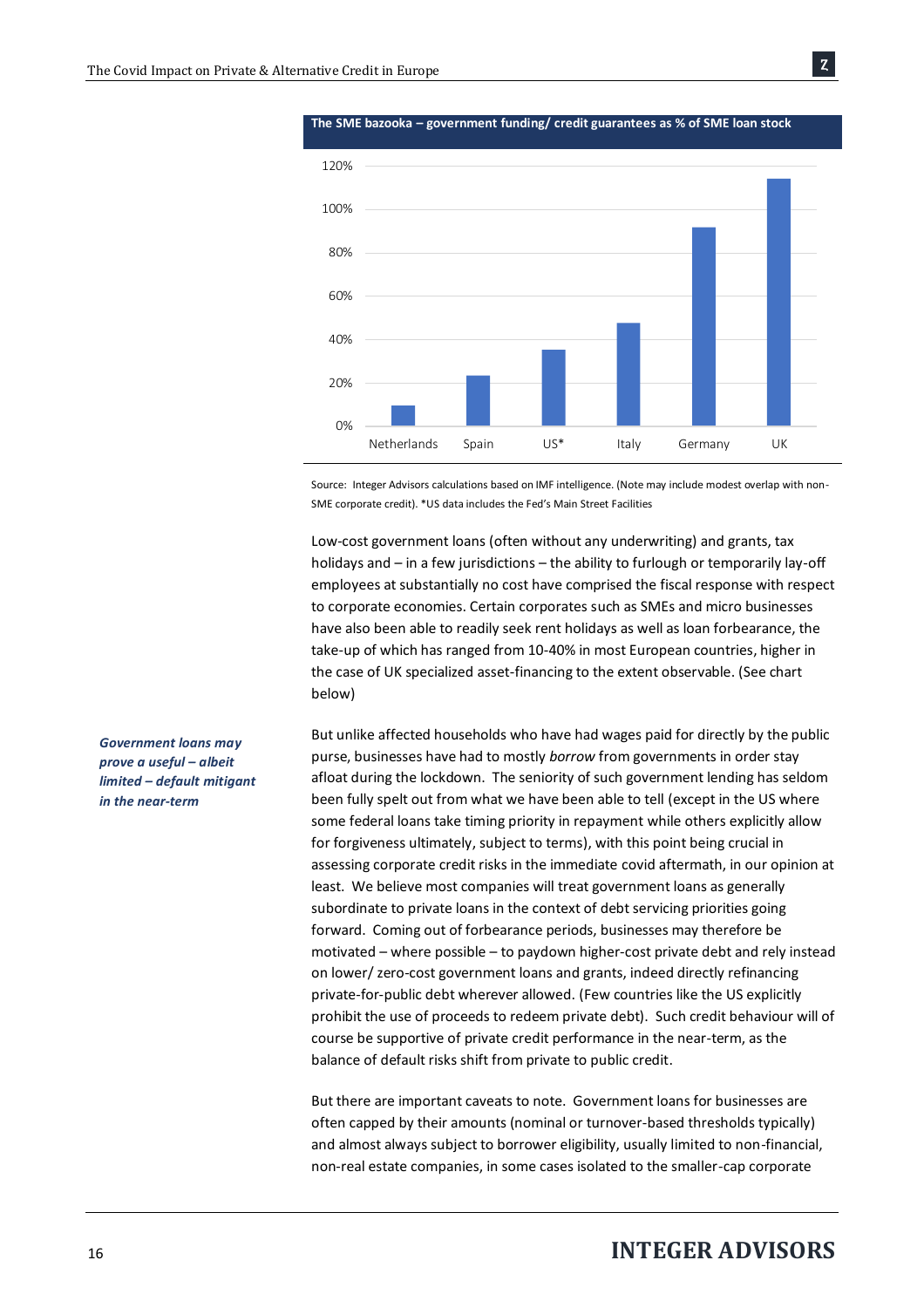**The SME bazooka – government funding/ credit guarantees as % of SME loan stock**

Source: Integer Advisors calculations based on IMF intelligence. (Note may include modest overlap with non-SME corporate credit). *US data includes the Fed's Main Street Facilities

Low-cost government loans (often without any underwriting) and grants, tax holidays and – in a few jurisdictions – the ability to furlough or temporarily lay-off employees at substantially no cost have comprised the fiscal response with respect to corporate economies. Certain corporates such as SMEs and micro businesses have also been able to readily seek rent holidays as well as loan forbearance, the take-up of which has ranged from 10-40% in most European countries, higher in the case of UK specialized asset-financing to the extent observable. (See chart below)

***Government loans may prove a useful – albeit limited – default mitigant in the near-term***

But unlike affected households who have had wages paid for directly by the public purse, businesses have had to mostly *borrow* from governments in order stay afloat during the lockdown. The seniority of such government lending has seldom been fully spelt out from what we have been able to tell (except in the US where some federal loans take timing priority in repayment while others explicitly allow for forgiveness ultimately, subject to terms), with this point being crucial in assessing corporate credit risks in the immediate covid aftermath, in our opinion at least. We believe most companies will treat government loans as generally subordinate to private loans in the context of debt servicing priorities going forward. Coming out of forbearance periods, businesses may therefore be motivated – where possible – to paydown higher-cost private debt and rely instead on lower/ zero-cost government loans and grants, indeed directly refinancing private-for-public debt wherever allowed. (Few countries like the US explicitly prohibit the use of proceeds to redeem private debt). Such credit behaviour will of course be supportive of private credit performance in the near-term, as the balance of default risks shift from private to public credit.

But there are important caveats to note. Government loans for businesses are often capped by their amounts (nominal or turnover-based thresholds typically) and almost always subject to borrower eligibility, usually limited to non-financial, non-real estate companies, in some cases isolated to the smaller-cap corporate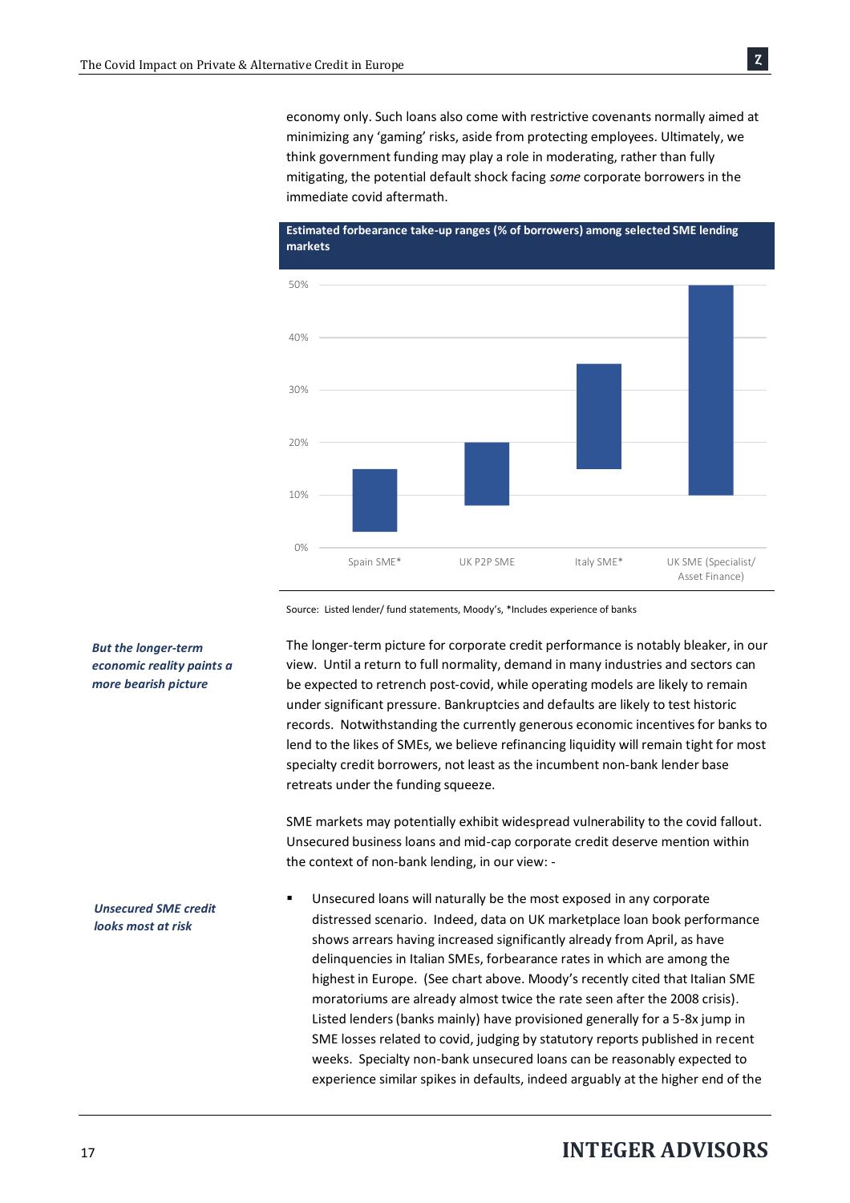economy only. Such loans also come with restrictive covenants normally aimed at minimizing any 'gaming' risks, aside from protecting employees. Ultimately, we think government funding may play a role in moderating, rather than fully mitigating, the potential default shock facing *some* corporate borrowers in the immediate covid aftermath.

**Estimated forbearance take-up ranges (% of borrowers) among selected SME lending markets**

| Market | Range (approx.) |
|---|---|
| Spain SME* | 3% – 15% |
| UK P2P SME | 8% – 20% |
| Italy SME* | 15% – 35% |
| UK SME (Specialist/ Asset Finance) | 10% – 50% |

Source: Listed lender/ fund statements, Moody's, *Includes experience of banks

***But the longer-term economic reality paints a more bearish picture***

The longer-term picture for corporate credit performance is notably bleaker, in our view. Until a return to full normality, demand in many industries and sectors can be expected to retrench post-covid, while operating models are likely to remain under significant pressure. Bankruptcies and defaults are likely to test historic records. Notwithstanding the currently generous economic incentives for banks to lend to the likes of SMEs, we believe refinancing liquidity will remain tight for most specialty credit borrowers, not least as the incumbent non-bank lender base retreats under the funding squeeze.

SME markets may potentially exhibit widespread vulnerability to the covid fallout. Unsecured business loans and mid-cap corporate credit deserve mention within the context of non-bank lending, in our view: -

***Unsecured SME credit looks most at risk***

- Unsecured loans will naturally be the most exposed in any corporate distressed scenario. Indeed, data on UK marketplace loan book performance shows arrears having increased significantly already from April, as have delinquencies in Italian SMEs, forbearance rates in which are among the highest in Europe. (See chart above. Moody's recently cited that Italian SME moratoriums are already almost twice the rate seen after the 2008 crisis). Listed lenders (banks mainly) have provisioned generally for a 5-8x jump in SME losses related to covid, judging by statutory reports published in recent weeks. Specialty non-bank unsecured loans can be reasonably expected to experience similar spikes in defaults, indeed arguably at the higher end of the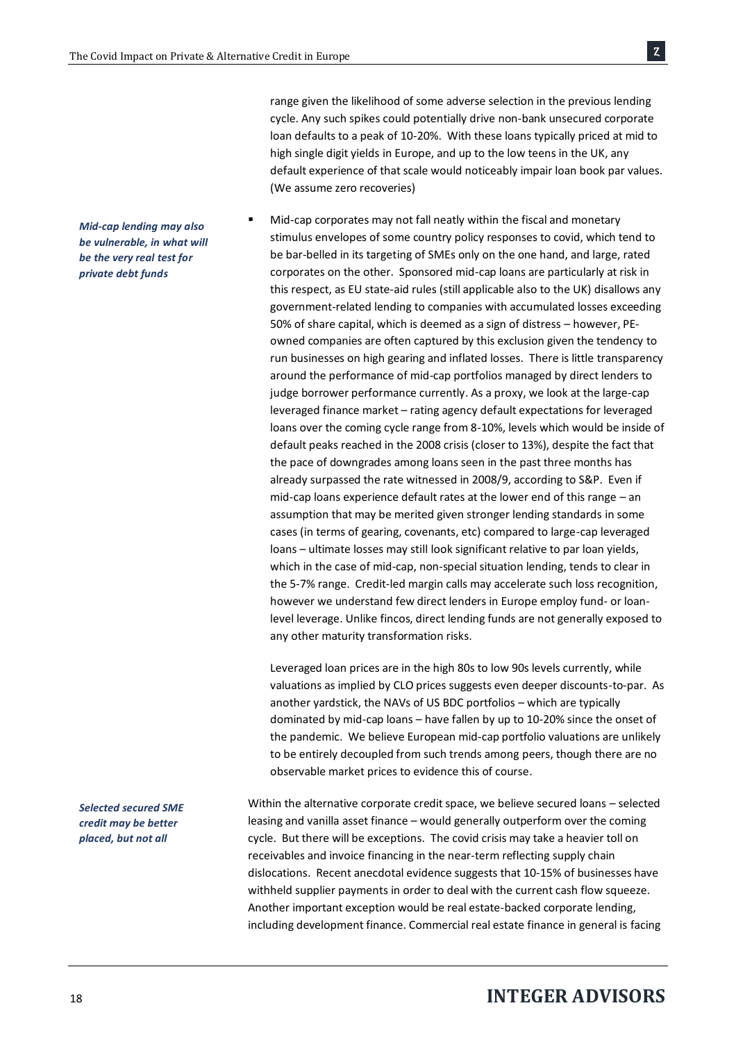range given the likelihood of some adverse selection in the previous lending cycle. Any such spikes could potentially drive non-bank unsecured corporate loan defaults to a peak of 10-20%. With these loans typically priced at mid to high single digit yields in Europe, and up to the low teens in the UK, any default experience of that scale would noticeably impair loan book par values. (We assume zero recoveries)

***Mid-cap lending may also be vulnerable, in what will be the very real test for private debt funds***

- Mid-cap corporates may not fall neatly within the fiscal and monetary stimulus envelopes of some country policy responses to covid, which tend to be bar-belled in its targeting of SMEs only on the one hand, and large, rated corporates on the other. Sponsored mid-cap loans are particularly at risk in this respect, as EU state-aid rules (still applicable also to the UK) disallows any government-related lending to companies with accumulated losses exceeding 50% of share capital, which is deemed as a sign of distress – however, PE-owned companies are often captured by this exclusion given the tendency to run businesses on high gearing and inflated losses. There is little transparency around the performance of mid-cap portfolios managed by direct lenders to judge borrower performance currently. As a proxy, we look at the large-cap leveraged finance market – rating agency default expectations for leveraged loans over the coming cycle range from 8-10%, levels which would be inside of default peaks reached in the 2008 crisis (closer to 13%), despite the fact that the pace of downgrades among loans seen in the past three months has already surpassed the rate witnessed in 2008/9, according to S&P. Even if mid-cap loans experience default rates at the lower end of this range – an assumption that may be merited given stronger lending standards in some cases (in terms of gearing, covenants, etc) compared to large-cap leveraged loans – ultimate losses may still look significant relative to par loan yields, which in the case of mid-cap, non-special situation lending, tends to clear in the 5-7% range. Credit-led margin calls may accelerate such loss recognition, however we understand few direct lenders in Europe employ fund- or loan-level leverage. Unlike fincos, direct lending funds are not generally exposed to any other maturity transformation risks.

  Leveraged loan prices are in the high 80s to low 90s levels currently, while valuations as implied by CLO prices suggests even deeper discounts-to-par. As another yardstick, the NAVs of US BDC portfolios – which are typically dominated by mid-cap loans – have fallen by up to 10-20% since the onset of the pandemic. We believe European mid-cap portfolio valuations are unlikely to be entirely decoupled from such trends among peers, though there are no observable market prices to evidence this of course.

***Selected secured SME credit may be better placed, but not all***

Within the alternative corporate credit space, we believe secured loans – selected leasing and vanilla asset finance – would generally outperform over the coming cycle. But there will be exceptions. The covid crisis may take a heavier toll on receivables and invoice financing in the near-term reflecting supply chain dislocations. Recent anecdotal evidence suggests that 10-15% of businesses have withheld supplier payments in order to deal with the current cash flow squeeze. Another important exception would be real estate-backed corporate lending, including development finance. Commercial real estate finance in general is facing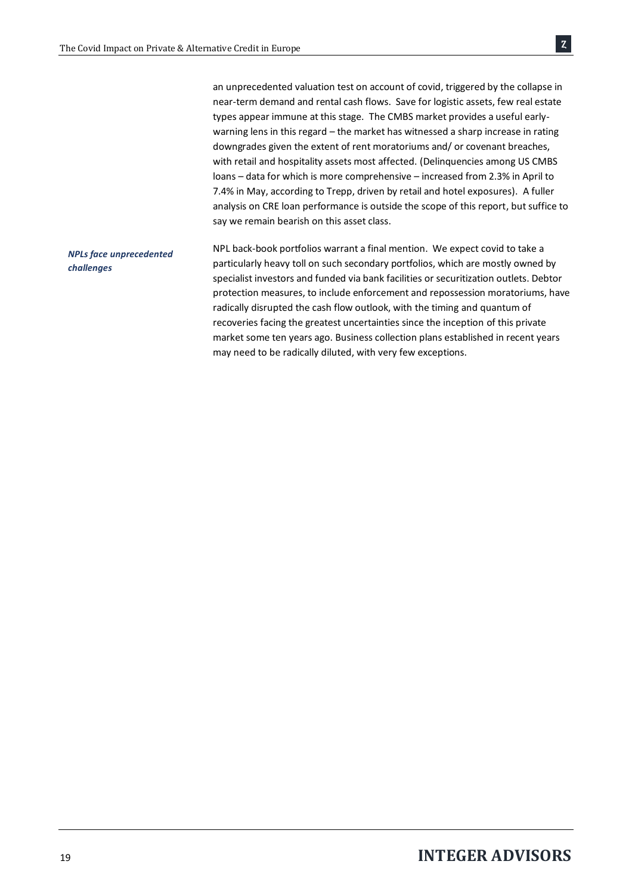an unprecedented valuation test on account of covid, triggered by the collapse in near-term demand and rental cash flows. Save for logistic assets, few real estate types appear immune at this stage. The CMBS market provides a useful early-warning lens in this regard – the market has witnessed a sharp increase in rating downgrades given the extent of rent moratoriums and/ or covenant breaches, with retail and hospitality assets most affected. (Delinquencies among US CMBS loans – data for which is more comprehensive – increased from 2.3% in April to 7.4% in May, according to Trepp, driven by retail and hotel exposures). A fuller analysis on CRE loan performance is outside the scope of this report, but suffice to say we remain bearish on this asset class.

***NPLs face unprecedented challenges***

NPL back-book portfolios warrant a final mention. We expect covid to take a particularly heavy toll on such secondary portfolios, which are mostly owned by specialist investors and funded via bank facilities or securitization outlets. Debtor protection measures, to include enforcement and repossession moratoriums, have radically disrupted the cash flow outlook, with the timing and quantum of recoveries facing the greatest uncertainties since the inception of this private market some ten years ago. Business collection plans established in recent years may need to be radically diluted, with very few exceptions.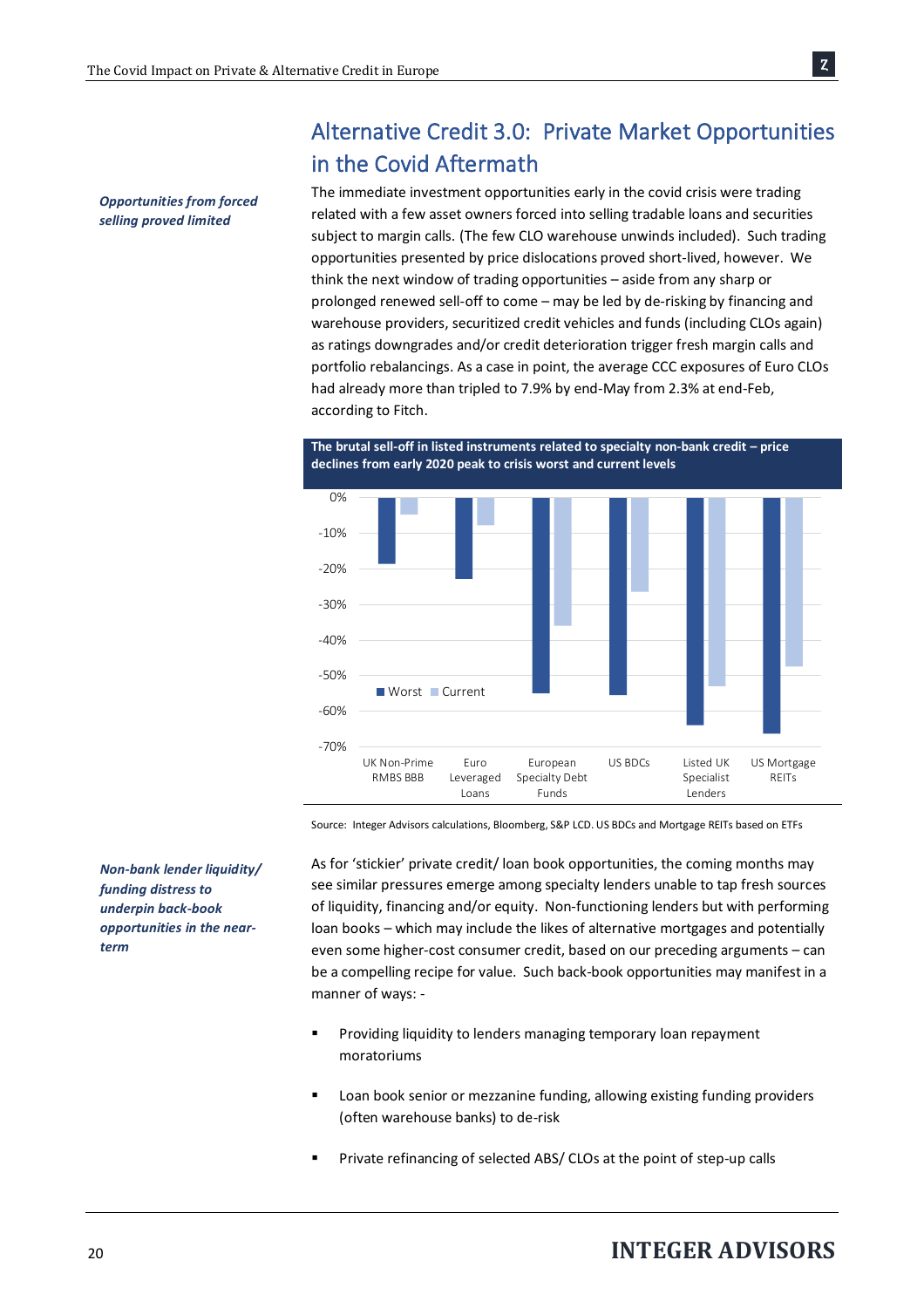## Alternative Credit 3.0: Private Market Opportunities in the Covid Aftermath

*Opportunities from forced selling proved limited*

The immediate investment opportunities early in the covid crisis were trading related with a few asset owners forced into selling tradable loans and securities subject to margin calls. (The few CLO warehouse unwinds included). Such trading opportunities presented by price dislocations proved short-lived, however. We think the next window of trading opportunities – aside from any sharp or prolonged renewed sell-off to come – may be led by de-risking by financing and warehouse providers, securitized credit vehicles and funds (including CLOs again) as ratings downgrades and/or credit deterioration trigger fresh margin calls and portfolio rebalancings. As a case in point, the average CCC exposures of Euro CLOs had already more than tripled to 7.9% by end-May from 2.3% at end-Feb, according to Fitch.

**The brutal sell-off in listed instruments related to specialty non-bank credit – price declines from early 2020 peak to crisis worst and current levels**

| | Worst | Current |
|---|---|---|
| UK Non-Prime RMBS BBB | -18% | -5% |
| Euro Leveraged Loans | -23% | -8% |
| European Specialty Debt Funds | -55% | -36% |
| US BDCs | -55% | -26% |
| Listed UK Specialist Lenders | -64% | -53% |
| US Mortgage REITs | -66% | -47% |

Source: Integer Advisors calculations, Bloomberg, S&P LCD. US BDCs and Mortgage REITs based on ETFs

*Non-bank lender liquidity/ funding distress to underpin back-book opportunities in the near-term*

As for 'stickier' private credit/ loan book opportunities, the coming months may see similar pressures emerge among specialty lenders unable to tap fresh sources of liquidity, financing and/or equity. Non-functioning lenders but with performing loan books – which may include the likes of alternative mortgages and potentially even some higher-cost consumer credit, based on our preceding arguments – can be a compelling recipe for value. Such back-book opportunities may manifest in a manner of ways: -

- Providing liquidity to lenders managing temporary loan repayment moratoriums
- Loan book senior or mezzanine funding, allowing existing funding providers (often warehouse banks) to de-risk
- Private refinancing of selected ABS/ CLOs at the point of step-up calls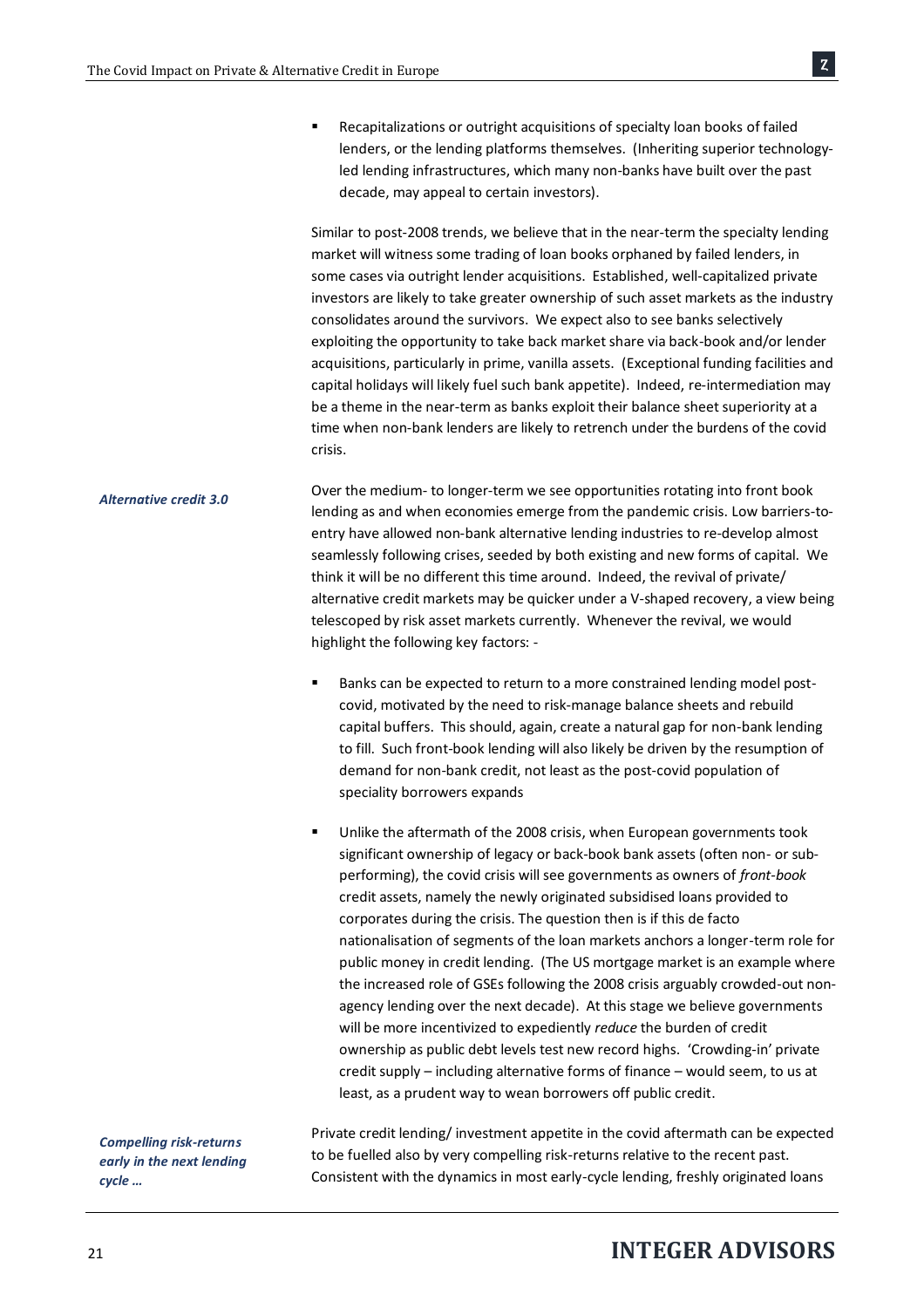- Recapitalizations or outright acquisitions of specialty loan books of failed lenders, or the lending platforms themselves. (Inheriting superior technology-led lending infrastructures, which many non-banks have built over the past decade, may appeal to certain investors).

Similar to post-2008 trends, we believe that in the near-term the specialty lending market will witness some trading of loan books orphaned by failed lenders, in some cases via outright lender acquisitions. Established, well-capitalized private investors are likely to take greater ownership of such asset markets as the industry consolidates around the survivors. We expect also to see banks selectively exploiting the opportunity to take back market share via back-book and/or lender acquisitions, particularly in prime, vanilla assets. (Exceptional funding facilities and capital holidays will likely fuel such bank appetite). Indeed, re-intermediation may be a theme in the near-term as banks exploit their balance sheet superiority at a time when non-bank lenders are likely to retrench under the burdens of the covid crisis.

***Alternative credit 3.0***

Over the medium- to longer-term we see opportunities rotating into front book lending as and when economies emerge from the pandemic crisis. Low barriers-to-entry have allowed non-bank alternative lending industries to re-develop almost seamlessly following crises, seeded by both existing and new forms of capital. We think it will be no different this time around. Indeed, the revival of private/ alternative credit markets may be quicker under a V-shaped recovery, a view being telescoped by risk asset markets currently. Whenever the revival, we would highlight the following key factors: -

- Banks can be expected to return to a more constrained lending model post-covid, motivated by the need to risk-manage balance sheets and rebuild capital buffers. This should, again, create a natural gap for non-bank lending to fill. Such front-book lending will also likely be driven by the resumption of demand for non-bank credit, not least as the post-covid population of speciality borrowers expands

- Unlike the aftermath of the 2008 crisis, when European governments took significant ownership of legacy or back-book bank assets (often non- or sub-performing), the covid crisis will see governments as owners of *front-book* credit assets, namely the newly originated subsidised loans provided to corporates during the crisis. The question then is if this de facto nationalisation of segments of the loan markets anchors a longer-term role for public money in credit lending. (The US mortgage market is an example where the increased role of GSEs following the 2008 crisis arguably crowded-out non-agency lending over the next decade). At this stage we believe governments will be more incentivized to expediently *reduce* the burden of credit ownership as public debt levels test new record highs. 'Crowding-in' private credit supply – including alternative forms of finance – would seem, to us at least, as a prudent way to wean borrowers off public credit.

***Compelling risk-returns early in the next lending cycle …***

Private credit lending/ investment appetite in the covid aftermath can be expected to be fuelled also by very compelling risk-returns relative to the recent past. Consistent with the dynamics in most early-cycle lending, freshly originated loans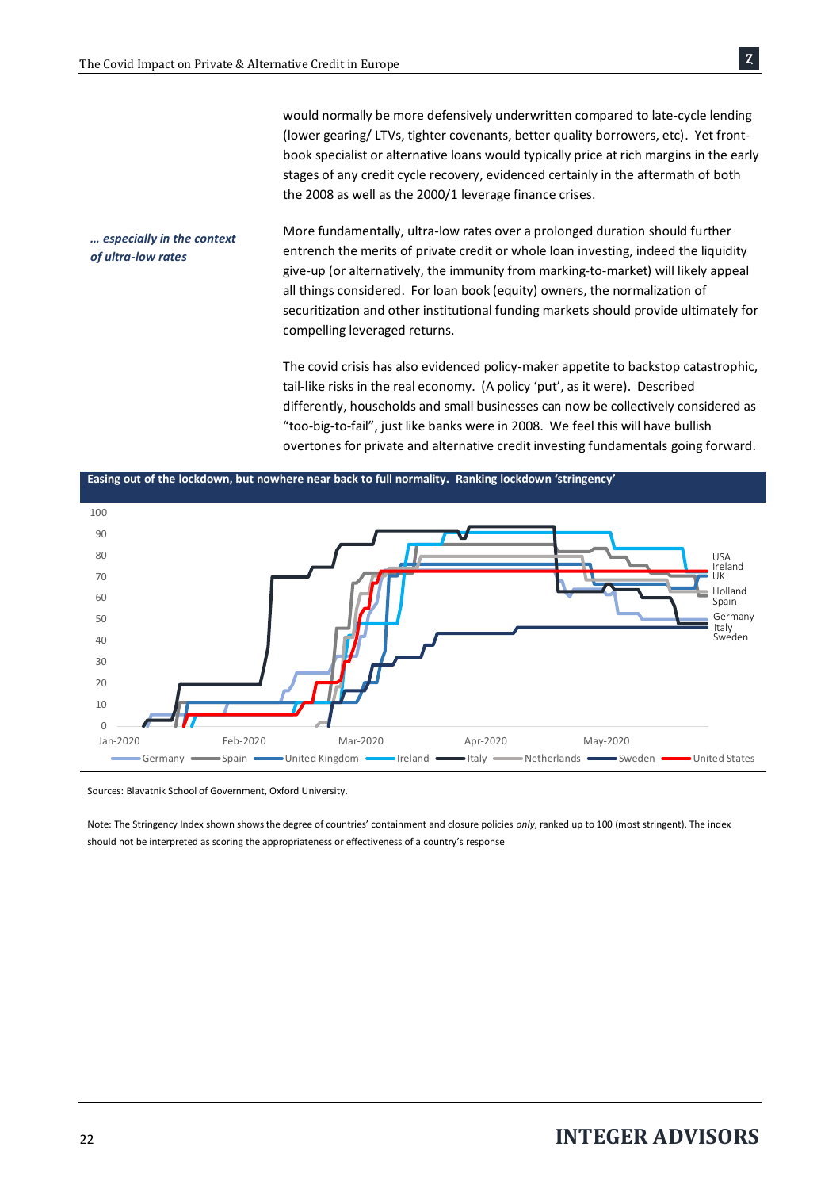would normally be more defensively underwritten compared to late-cycle lending (lower gearing/ LTVs, tighter covenants, better quality borrowers, etc). Yet front-book specialist or alternative loans would typically price at rich margins in the early stages of any credit cycle recovery, evidenced certainly in the aftermath of both the 2008 as well as the 2000/1 leverage finance crises.

***… especially in the context of ultra-low rates***

More fundamentally, ultra-low rates over a prolonged duration should further entrench the merits of private credit or whole loan investing, indeed the liquidity give-up (or alternatively, the immunity from marking-to-market) will likely appeal all things considered. For loan book (equity) owners, the normalization of securitization and other institutional funding markets should provide ultimately for compelling leveraged returns.

The covid crisis has also evidenced policy-maker appetite to backstop catastrophic, tail-like risks in the real economy. (A policy 'put', as it were). Described differently, households and small businesses can now be collectively considered as "too-big-to-fail", just like banks were in 2008. We feel this will have bullish overtones for private and alternative credit investing fundamentals going forward.

**Easing out of the lockdown, but nowhere near back to full normality. Ranking lockdown 'stringency'**

Sources: Blavatnik School of Government, Oxford University.

Note: The Stringency Index shown shows the degree of countries' containment and closure policies *only*, ranked up to 100 (most stringent). The index should not be interpreted as scoring the appropriateness or effectiveness of a country's response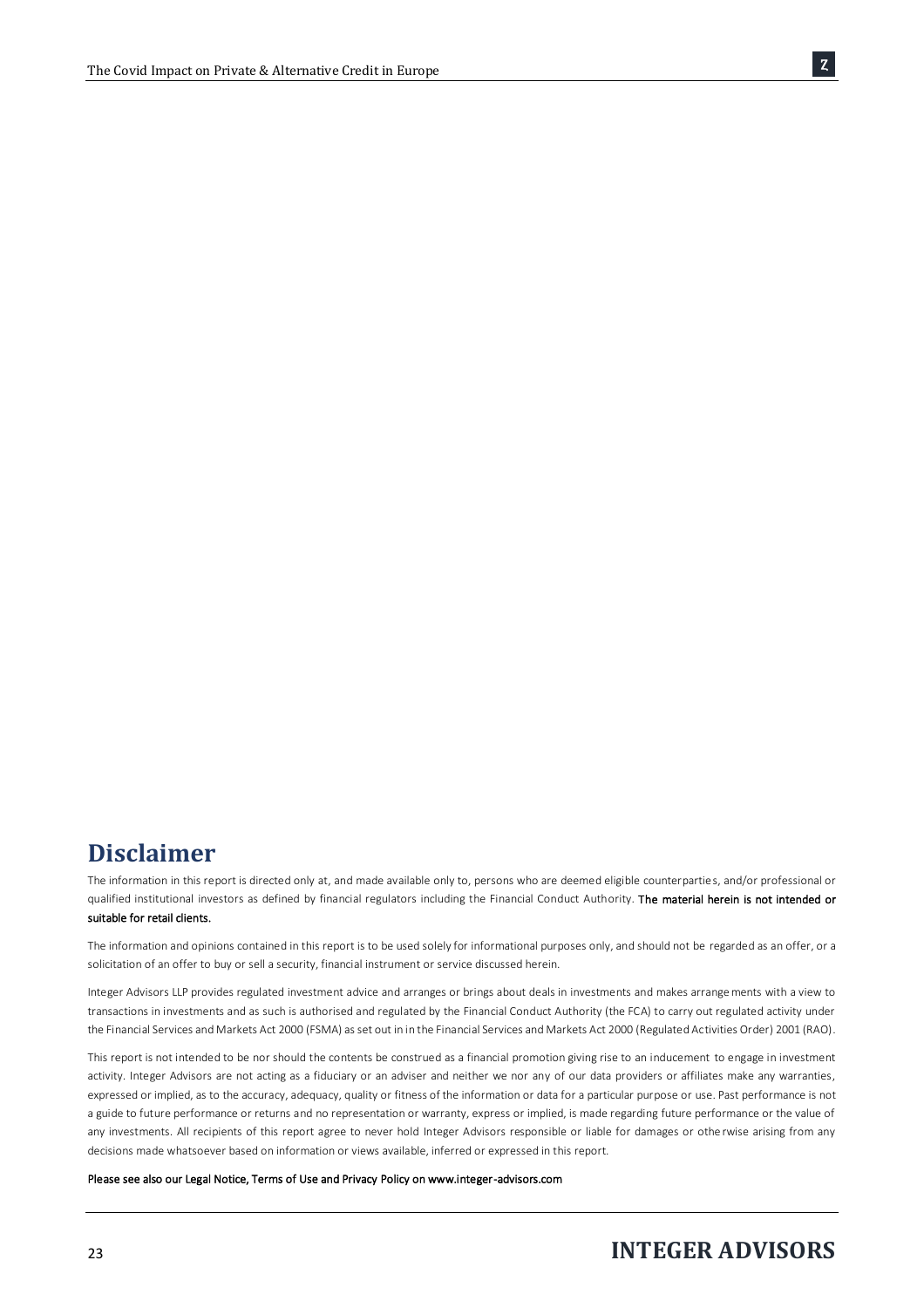# Disclaimer

The information in this report is directed only at, and made available only to, persons who are deemed eligible counterparties, and/or professional or qualified institutional investors as defined by financial regulators including the Financial Conduct Authority. **The material herein is not intended or suitable for retail clients.**

The information and opinions contained in this report is to be used solely for informational purposes only, and should not be regarded as an offer, or a solicitation of an offer to buy or sell a security, financial instrument or service discussed herein.

Integer Advisors LLP provides regulated investment advice and arranges or brings about deals in investments and makes arrangements with a view to transactions in investments and as such is authorised and regulated by the Financial Conduct Authority (the FCA) to carry out regulated activity under the Financial Services and Markets Act 2000 (FSMA) as set out in in the Financial Services and Markets Act 2000 (Regulated Activities Order) 2001 (RAO).

This report is not intended to be nor should the contents be construed as a financial promotion giving rise to an inducement to engage in investment activity. Integer Advisors are not acting as a fiduciary or an adviser and neither we nor any of our data providers or affiliates make any warranties, expressed or implied, as to the accuracy, adequacy, quality or fitness of the information or data for a particular purpose or use. Past performance is not a guide to future performance or returns and no representation or warranty, express or implied, is made regarding future performance or the value of any investments. All recipients of this report agree to never hold Integer Advisors responsible or liable for damages or otherwise arising from any decisions made whatsoever based on information or views available, inferred or expressed in this report.

**Please see also our Legal Notice, Terms of Use and Privacy Policy on www.integer-advisors.com**